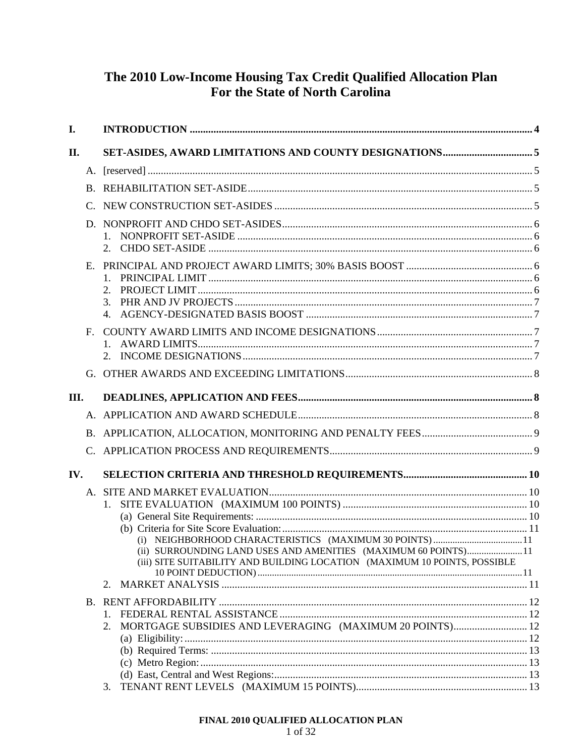# The 2010 Low-Income Housing Tax Credit Qualified Allocation Plan For the State of North Carolina

**I. INTRODUCTION** ..... 4

**II. SET-ASIDES, AWARD LIMITATIONS AND COUNTY DESIGNATIONS** ..... 5

- A. [reserved] ..... 5
- B. REHABILITATION SET-ASIDE ..... 5
- C. NEW CONSTRUCTION SET-ASIDES ..... 5
- D. NONPROFIT AND CHDO SET-ASIDES ..... 6
  1. NONPROFIT SET-ASIDE ..... 6
  2. CHDO SET-ASIDE ..... 6
- E. PRINCIPAL AND PROJECT AWARD LIMITS; 30% BASIS BOOST ..... 6
  1. PRINCIPAL LIMIT ..... 6
  2. PROJECT LIMIT ..... 6
  3. PHR AND JV PROJECTS ..... 7
  4. AGENCY-DESIGNATED BASIS BOOST ..... 7
- F. COUNTY AWARD LIMITS AND INCOME DESIGNATIONS ..... 7
  1. AWARD LIMITS ..... 7
  2. INCOME DESIGNATIONS ..... 7
- G. OTHER AWARDS AND EXCEEDING LIMITATIONS ..... 8

**III. DEADLINES, APPLICATION AND FEES** ..... 8

- A. APPLICATION AND AWARD SCHEDULE ..... 8
- B. APPLICATION, ALLOCATION, MONITORING AND PENALTY FEES ..... 9
- C. APPLICATION PROCESS AND REQUIREMENTS ..... 9

**IV. SELECTION CRITERIA AND THRESHOLD REQUIREMENTS** ..... 10

- A. SITE AND MARKET EVALUATION ..... 10
  1. SITE EVALUATION (MAXIMUM 100 POINTS) ..... 10
     - (a) General Site Requirements: ..... 10
     - (b) Criteria for Site Score Evaluation: ..... 11
       - (i) NEIGHBORHOOD CHARACTERISTICS (MAXIMUM 30 POINTS) ..... 11
       - (ii) SURROUNDING LAND USES AND AMENITIES (MAXIMUM 60 POINTS) ..... 11
       - (iii) SITE SUITABILITY AND BUILDING LOCATION (MAXIMUM 10 POINTS, POSSIBLE 10 POINT DEDUCTION) ..... 11
  2. MARKET ANALYSIS ..... 11
- B. RENT AFFORDABILITY ..... 12
  1. FEDERAL RENTAL ASSISTANCE ..... 12
  2. MORTGAGE SUBSIDIES AND LEVERAGING (MAXIMUM 20 POINTS) ..... 12
     - (a) Eligibility: ..... 12
     - (b) Required Terms: ..... 13
     - (c) Metro Region: ..... 13
     - (d) East, Central and West Regions: ..... 13
  3. TENANT RENT LEVELS (MAXIMUM 15 POINTS) ..... 13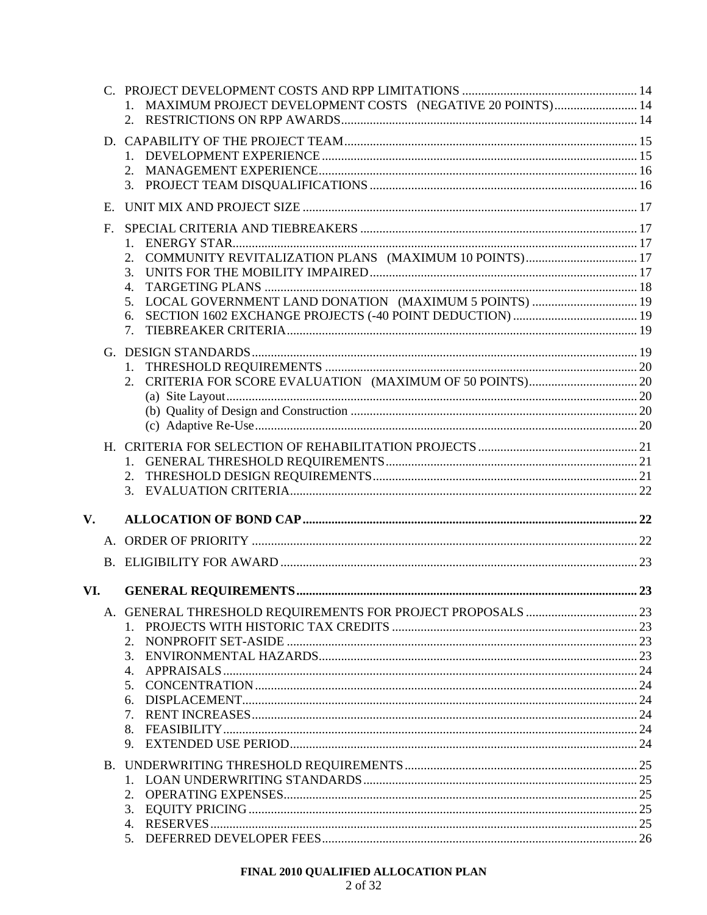C. PROJECT DEVELOPMENT COSTS AND RPP LIMITATIONS ....... 14
   1. MAXIMUM PROJECT DEVELOPMENT COSTS (NEGATIVE 20 POINTS) ....... 14
   2. RESTRICTIONS ON RPP AWARDS ....... 14

D. CAPABILITY OF THE PROJECT TEAM ....... 15
   1. DEVELOPMENT EXPERIENCE ....... 15
   2. MANAGEMENT EXPERIENCE ....... 16
   3. PROJECT TEAM DISQUALIFICATIONS ....... 16

E. UNIT MIX AND PROJECT SIZE ....... 17

F. SPECIAL CRITERIA AND TIEBREAKERS ....... 17
   1. ENERGY STAR ....... 17
   2. COMMUNITY REVITALIZATION PLANS (MAXIMUM 10 POINTS) ....... 17
   3. UNITS FOR THE MOBILITY IMPAIRED ....... 17
   4. TARGETING PLANS ....... 18
   5. LOCAL GOVERNMENT LAND DONATION (MAXIMUM 5 POINTS) ....... 19
   6. SECTION 1602 EXCHANGE PROJECTS (-40 POINT DEDUCTION) ....... 19
   7. TIEBREAKER CRITERIA ....... 19

G. DESIGN STANDARDS ....... 19
   1. THRESHOLD REQUIREMENTS ....... 20
   2. CRITERIA FOR SCORE EVALUATION (MAXIMUM OF 50 POINTS) ....... 20
      (a) Site Layout ....... 20
      (b) Quality of Design and Construction ....... 20
      (c) Adaptive Re-Use ....... 20

H. CRITERIA FOR SELECTION OF REHABILITATION PROJECTS ....... 21
   1. GENERAL THRESHOLD REQUIREMENTS ....... 21
   2. THRESHOLD DESIGN REQUIREMENTS ....... 21
   3. EVALUATION CRITERIA ....... 22

**V. ALLOCATION OF BOND CAP ....... 22**

A. ORDER OF PRIORITY ....... 22

B. ELIGIBILITY FOR AWARD ....... 23

**VI. GENERAL REQUIREMENTS ....... 23**

A. GENERAL THRESHOLD REQUIREMENTS FOR PROJECT PROPOSALS ....... 23
   1. PROJECTS WITH HISTORIC TAX CREDITS ....... 23
   2. NONPROFIT SET-ASIDE ....... 23
   3. ENVIRONMENTAL HAZARDS ....... 23
   4. APPRAISALS ....... 24
   5. CONCENTRATION ....... 24
   6. DISPLACEMENT ....... 24
   7. RENT INCREASES ....... 24
   8. FEASIBILITY ....... 24
   9. EXTENDED USE PERIOD ....... 24

B. UNDERWRITING THRESHOLD REQUIREMENTS ....... 25
   1. LOAN UNDERWRITING STANDARDS ....... 25
   2. OPERATING EXPENSES ....... 25
   3. EQUITY PRICING ....... 25
   4. RESERVES ....... 25
   5. DEFERRED DEVELOPER FEES ....... 26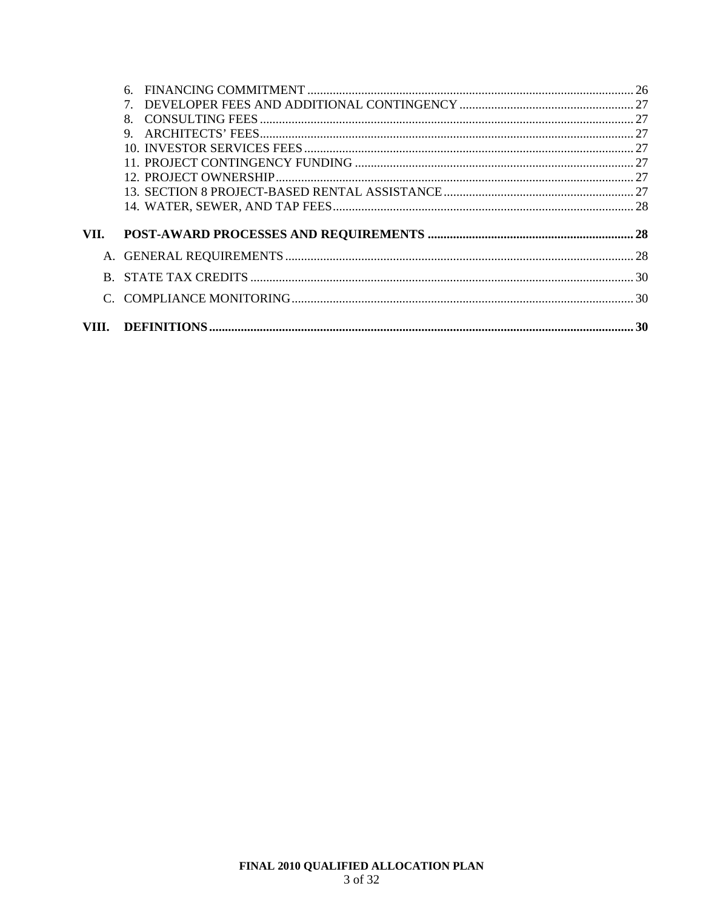6. FINANCING COMMITMENT ........................................................................................................ 26
7. DEVELOPER FEES AND ADDITIONAL CONTINGENCY ....................................................... 27
8. CONSULTING FEES ...................................................................................................................... 27
9. ARCHITECTS' FEES...................................................................................................................... 27
10. INVESTOR SERVICES FEES ........................................................................................................ 27
11. PROJECT CONTINGENCY FUNDING ........................................................................................ 27
12. PROJECT OWNERSHIP................................................................................................................. 27
13. SECTION 8 PROJECT-BASED RENTAL ASSISTANCE ............................................................ 27
14. WATER, SEWER, AND TAP FEES............................................................................................... 28

**VII. POST-AWARD PROCESSES AND REQUIREMENTS ................................................................. 28**

A. GENERAL REQUIREMENTS ............................................................................................................. 28

B. STATE TAX CREDITS ......................................................................................................................... 30

C. COMPLIANCE MONITORING........................................................................................................... 30

**VIII. DEFINITIONS ...................................................................................................................................... 30**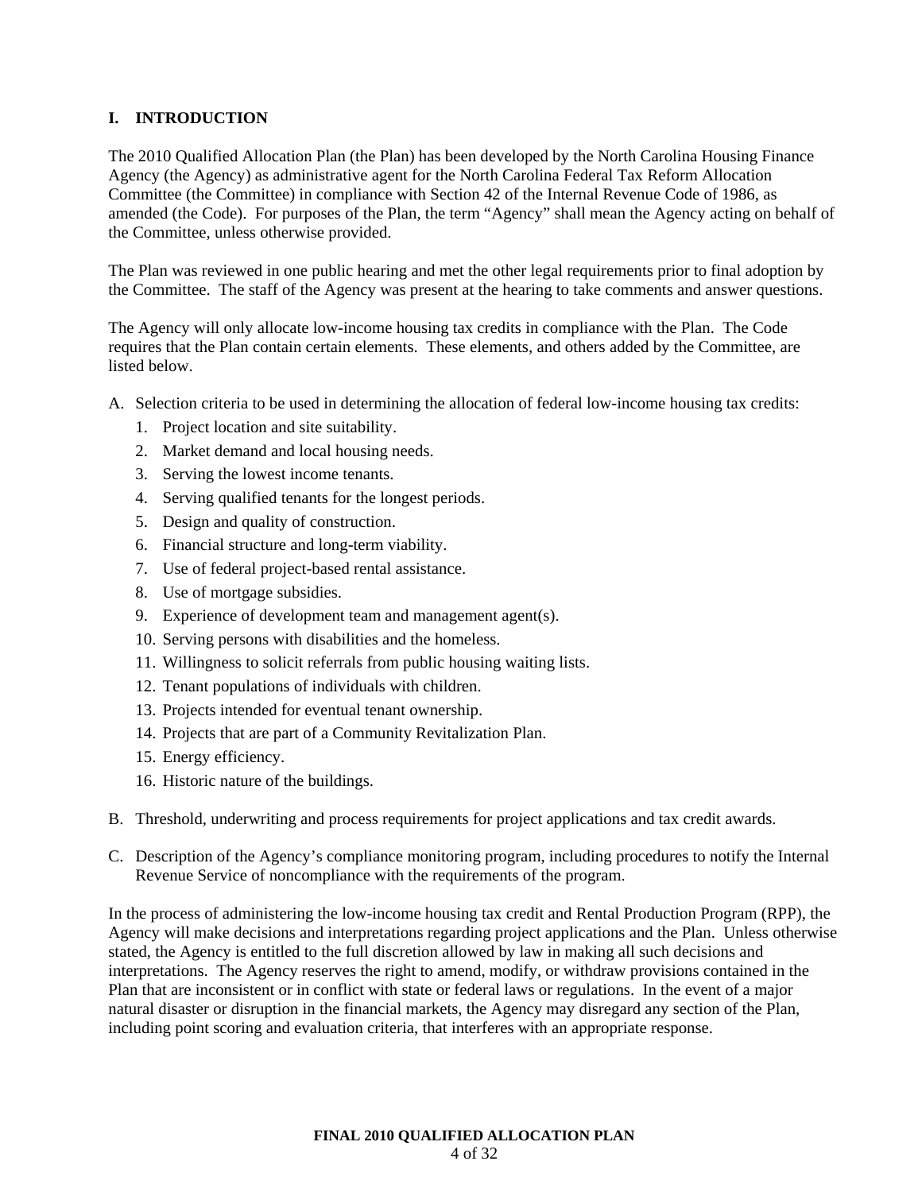# I. INTRODUCTION

The 2010 Qualified Allocation Plan (the Plan) has been developed by the North Carolina Housing Finance Agency (the Agency) as administrative agent for the North Carolina Federal Tax Reform Allocation Committee (the Committee) in compliance with Section 42 of the Internal Revenue Code of 1986, as amended (the Code). For purposes of the Plan, the term "Agency" shall mean the Agency acting on behalf of the Committee, unless otherwise provided.

The Plan was reviewed in one public hearing and met the other legal requirements prior to final adoption by the Committee. The staff of the Agency was present at the hearing to take comments and answer questions.

The Agency will only allocate low-income housing tax credits in compliance with the Plan. The Code requires that the Plan contain certain elements. These elements, and others added by the Committee, are listed below.

A. Selection criteria to be used in determining the allocation of federal low-income housing tax credits:
   1. Project location and site suitability.
   2. Market demand and local housing needs.
   3. Serving the lowest income tenants.
   4. Serving qualified tenants for the longest periods.
   5. Design and quality of construction.
   6. Financial structure and long-term viability.
   7. Use of federal project-based rental assistance.
   8. Use of mortgage subsidies.
   9. Experience of development team and management agent(s).
   10. Serving persons with disabilities and the homeless.
   11. Willingness to solicit referrals from public housing waiting lists.
   12. Tenant populations of individuals with children.
   13. Projects intended for eventual tenant ownership.
   14. Projects that are part of a Community Revitalization Plan.
   15. Energy efficiency.
   16. Historic nature of the buildings.

B. Threshold, underwriting and process requirements for project applications and tax credit awards.

C. Description of the Agency's compliance monitoring program, including procedures to notify the Internal Revenue Service of noncompliance with the requirements of the program.

In the process of administering the low-income housing tax credit and Rental Production Program (RPP), the Agency will make decisions and interpretations regarding project applications and the Plan. Unless otherwise stated, the Agency is entitled to the full discretion allowed by law in making all such decisions and interpretations. The Agency reserves the right to amend, modify, or withdraw provisions contained in the Plan that are inconsistent or in conflict with state or federal laws or regulations. In the event of a major natural disaster or disruption in the financial markets, the Agency may disregard any section of the Plan, including point scoring and evaluation criteria, that interferes with an appropriate response.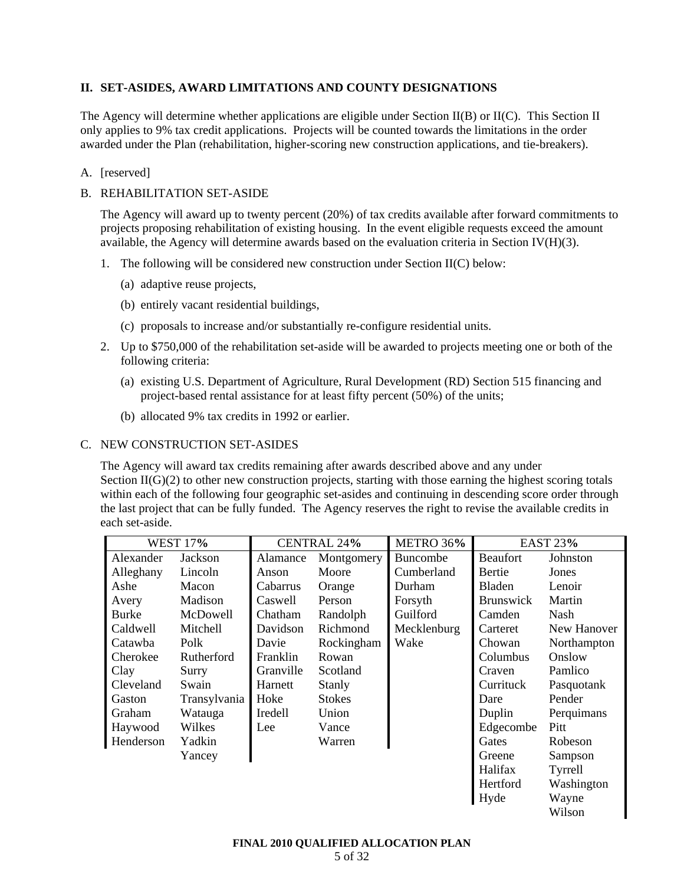## II. SET-ASIDES, AWARD LIMITATIONS AND COUNTY DESIGNATIONS

The Agency will determine whether applications are eligible under Section II(B) or II(C). This Section II only applies to 9% tax credit applications. Projects will be counted towards the limitations in the order awarded under the Plan (rehabilitation, higher-scoring new construction applications, and tie-breakers).

A. [reserved]

B. REHABILITATION SET-ASIDE

The Agency will award up to twenty percent (20%) of tax credits available after forward commitments to projects proposing rehabilitation of existing housing. In the event eligible requests exceed the amount available, the Agency will determine awards based on the evaluation criteria in Section IV(H)(3).

1. The following will be considered new construction under Section II(C) below:

   (a) adaptive reuse projects,

   (b) entirely vacant residential buildings,

   (c) proposals to increase and/or substantially re-configure residential units.

2. Up to $750,000 of the rehabilitation set-aside will be awarded to projects meeting one or both of the following criteria:

   (a) existing U.S. Department of Agriculture, Rural Development (RD) Section 515 financing and project-based rental assistance for at least fifty percent (50%) of the units;

   (b) allocated 9% tax credits in 1992 or earlier.

C. NEW CONSTRUCTION SET-ASIDES

The Agency will award tax credits remaining after awards described above and any under Section II(G)(2) to other new construction projects, starting with those earning the highest scoring totals within each of the following four geographic set-asides and continuing in descending score order through the last project that can be fully funded. The Agency reserves the right to revise the available credits in each set-aside.

| WEST 17% | | CENTRAL 24% | | METRO 36% | EAST 23% | |
|---|---|---|---|---|---|---|
| Alexander | Jackson | Alamance | Montgomery | Buncombe | Beaufort | Johnston |
| Alleghany | Lincoln | Anson | Moore | Cumberland | Bertie | Jones |
| Ashe | Macon | Cabarrus | Orange | Durham | Bladen | Lenoir |
| Avery | Madison | Caswell | Person | Forsyth | Brunswick | Martin |
| Burke | McDowell | Chatham | Randolph | Guilford | Camden | Nash |
| Caldwell | Mitchell | Davidson | Richmond | Mecklenburg | Carteret | New Hanover |
| Catawba | Polk | Davie | Rockingham | Wake | Chowan | Northampton |
| Cherokee | Rutherford | Franklin | Rowan | | Columbus | Onslow |
| Clay | Surry | Granville | Scotland | | Craven | Pamlico |
| Cleveland | Swain | Harnett | Stanly | | Currituck | Pasquotank |
| Gaston | Transylvania | Hoke | Stokes | | Dare | Pender |
| Graham | Watauga | Iredell | Union | | Duplin | Perquimans |
| Haywood | Wilkes | Lee | Vance | | Edgecombe | Pitt |
| Henderson | Yadkin | | Warren | | Gates | Robeson |
| | Yancey | | | | Greene | Sampson |
| | | | | | Halifax | Tyrrell |
| | | | | | Hertford | Washington |
| | | | | | Hyde | Wayne |
| | | | | | | Wilson |

**FINAL 2010 QUALIFIED ALLOCATION PLAN**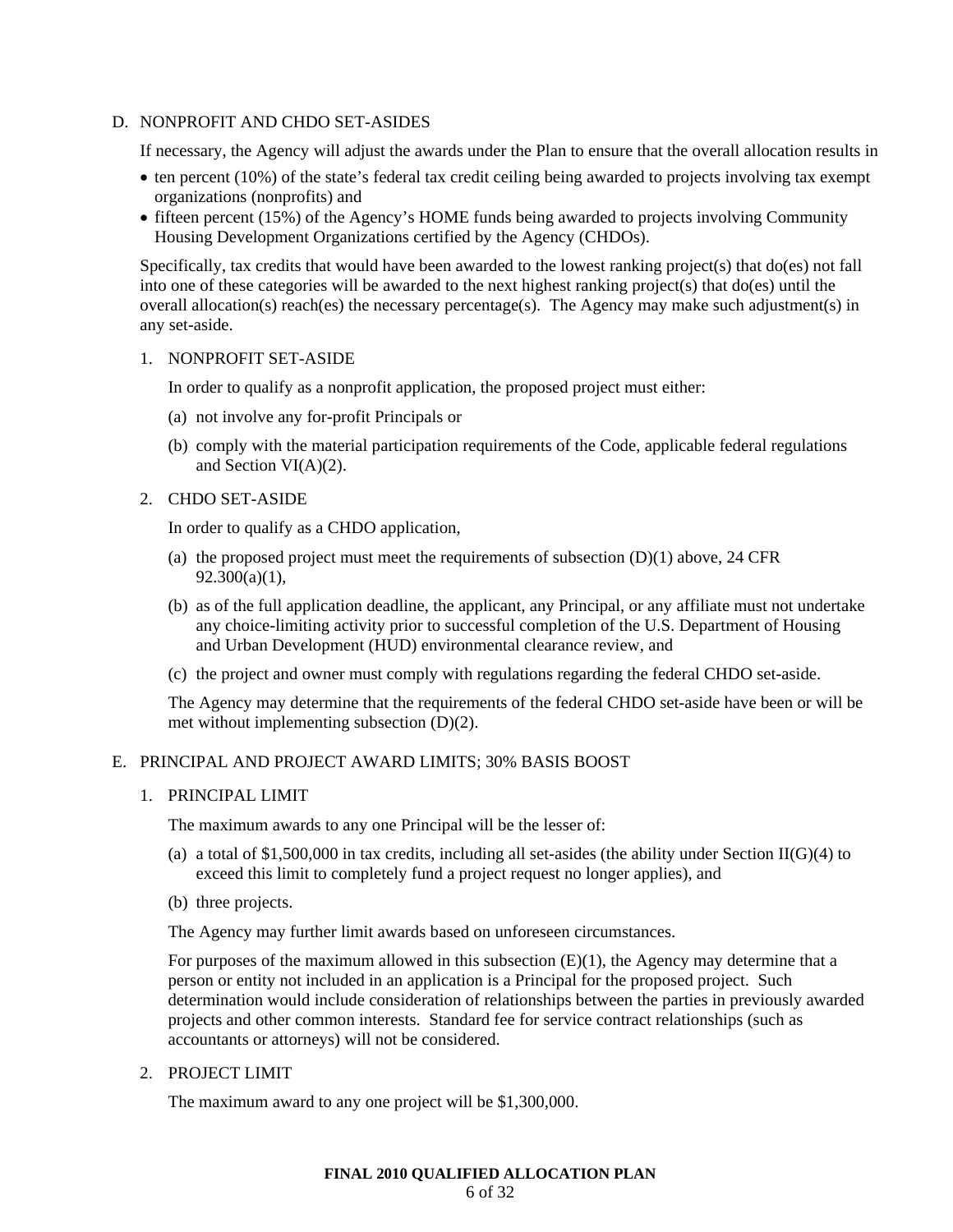## D. NONPROFIT AND CHDO SET-ASIDES

If necessary, the Agency will adjust the awards under the Plan to ensure that the overall allocation results in

- ten percent (10%) of the state's federal tax credit ceiling being awarded to projects involving tax exempt organizations (nonprofits) and
- fifteen percent (15%) of the Agency's HOME funds being awarded to projects involving Community Housing Development Organizations certified by the Agency (CHDOs).

Specifically, tax credits that would have been awarded to the lowest ranking project(s) that do(es) not fall into one of these categories will be awarded to the next highest ranking project(s) that do(es) until the overall allocation(s) reach(es) the necessary percentage(s). The Agency may make such adjustment(s) in any set-aside.

### 1. NONPROFIT SET-ASIDE

In order to qualify as a nonprofit application, the proposed project must either:

(a) not involve any for-profit Principals or

(b) comply with the material participation requirements of the Code, applicable federal regulations and Section VI(A)(2).

### 2. CHDO SET-ASIDE

In order to qualify as a CHDO application,

(a) the proposed project must meet the requirements of subsection (D)(1) above, 24 CFR 92.300(a)(1),

(b) as of the full application deadline, the applicant, any Principal, or any affiliate must not undertake any choice-limiting activity prior to successful completion of the U.S. Department of Housing and Urban Development (HUD) environmental clearance review, and

(c) the project and owner must comply with regulations regarding the federal CHDO set-aside.

The Agency may determine that the requirements of the federal CHDO set-aside have been or will be met without implementing subsection (D)(2).

## E. PRINCIPAL AND PROJECT AWARD LIMITS; 30% BASIS BOOST

### 1. PRINCIPAL LIMIT

The maximum awards to any one Principal will be the lesser of:

(a) a total of $1,500,000 in tax credits, including all set-asides (the ability under Section II(G)(4) to exceed this limit to completely fund a project request no longer applies), and

(b) three projects.

The Agency may further limit awards based on unforeseen circumstances.

For purposes of the maximum allowed in this subsection (E)(1), the Agency may determine that a person or entity not included in an application is a Principal for the proposed project. Such determination would include consideration of relationships between the parties in previously awarded projects and other common interests. Standard fee for service contract relationships (such as accountants or attorneys) will not be considered.

### 2. PROJECT LIMIT

The maximum award to any one project will be $1,300,000.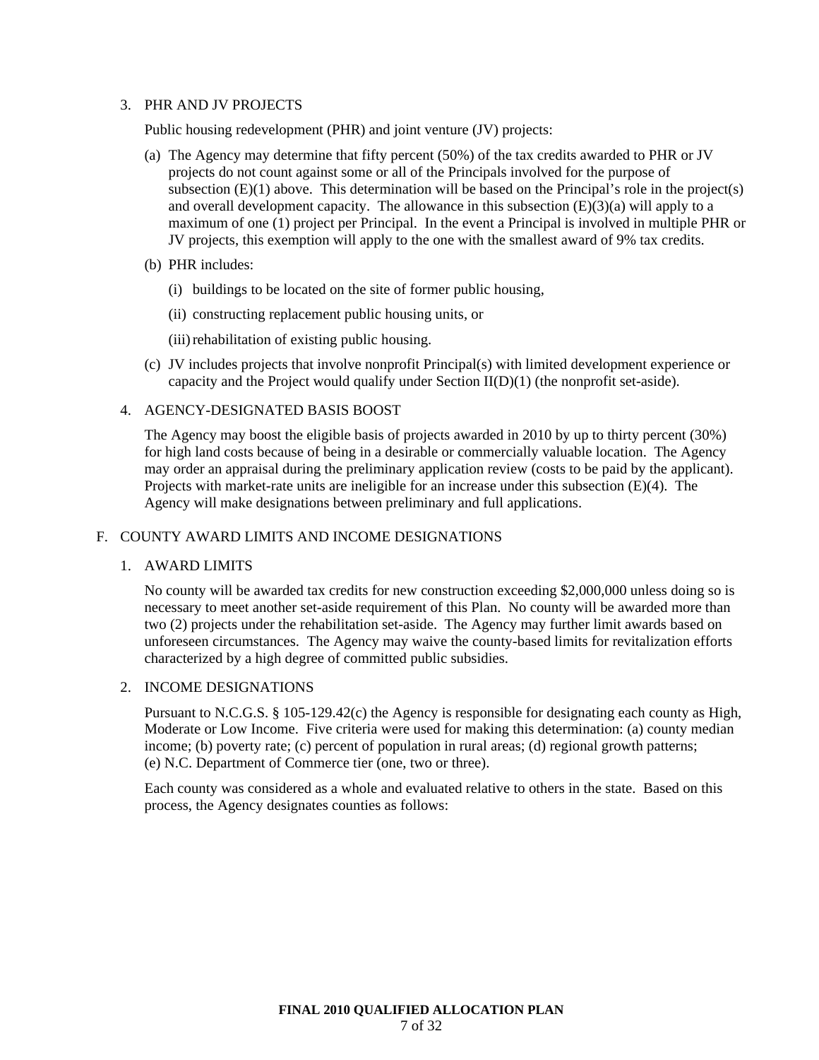3. PHR AND JV PROJECTS

   Public housing redevelopment (PHR) and joint venture (JV) projects:

   (a) The Agency may determine that fifty percent (50%) of the tax credits awarded to PHR or JV projects do not count against some or all of the Principals involved for the purpose of subsection (E)(1) above. This determination will be based on the Principal's role in the project(s) and overall development capacity. The allowance in this subsection (E)(3)(a) will apply to a maximum of one (1) project per Principal. In the event a Principal is involved in multiple PHR or JV projects, this exemption will apply to the one with the smallest award of 9% tax credits.

   (b) PHR includes:

      (i) buildings to be located on the site of former public housing,

      (ii) constructing replacement public housing units, or

      (iii) rehabilitation of existing public housing.

   (c) JV includes projects that involve nonprofit Principal(s) with limited development experience or capacity and the Project would qualify under Section II(D)(1) (the nonprofit set-aside).

4. AGENCY-DESIGNATED BASIS BOOST

   The Agency may boost the eligible basis of projects awarded in 2010 by up to thirty percent (30%) for high land costs because of being in a desirable or commercially valuable location. The Agency may order an appraisal during the preliminary application review (costs to be paid by the applicant). Projects with market-rate units are ineligible for an increase under this subsection (E)(4). The Agency will make designations between preliminary and full applications.

F. COUNTY AWARD LIMITS AND INCOME DESIGNATIONS

1. AWARD LIMITS

   No county will be awarded tax credits for new construction exceeding $2,000,000 unless doing so is necessary to meet another set-aside requirement of this Plan. No county will be awarded more than two (2) projects under the rehabilitation set-aside. The Agency may further limit awards based on unforeseen circumstances. The Agency may waive the county-based limits for revitalization efforts characterized by a high degree of committed public subsidies.

2. INCOME DESIGNATIONS

   Pursuant to N.C.G.S. § 105-129.42(c) the Agency is responsible for designating each county as High, Moderate or Low Income. Five criteria were used for making this determination: (a) county median income; (b) poverty rate; (c) percent of population in rural areas; (d) regional growth patterns; (e) N.C. Department of Commerce tier (one, two or three).

   Each county was considered as a whole and evaluated relative to others in the state. Based on this process, the Agency designates counties as follows: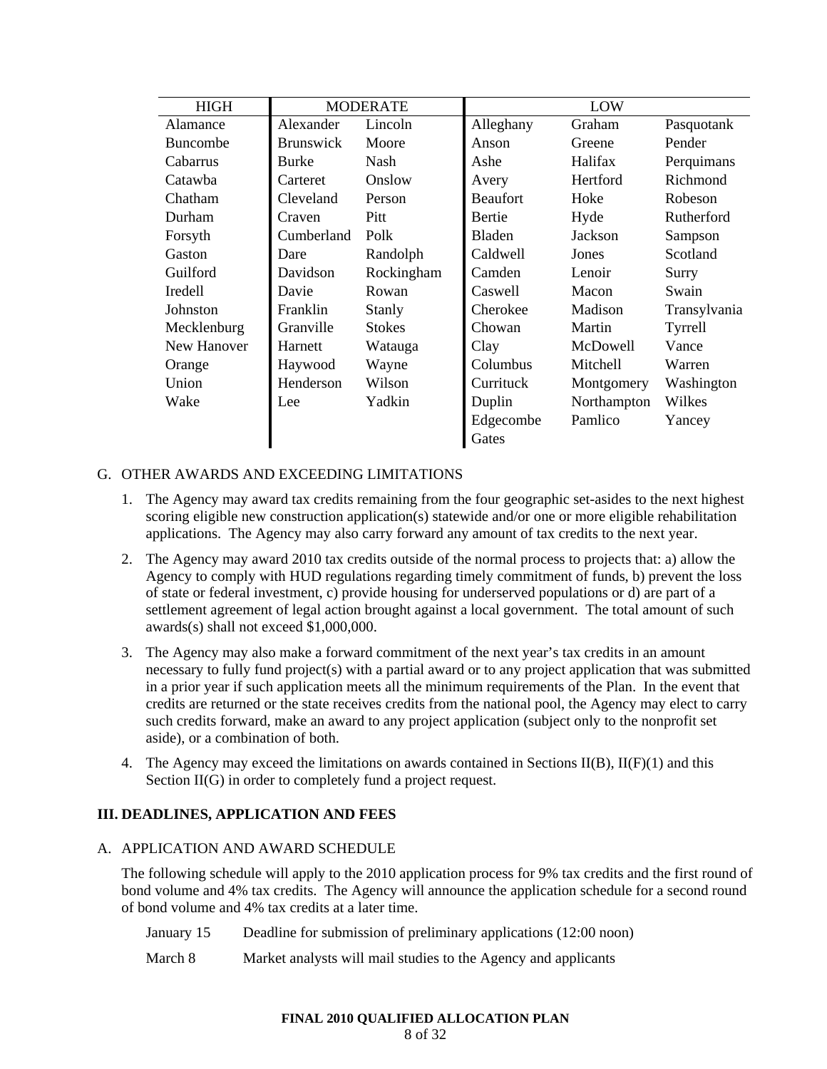| HIGH | MODERATE | | LOW | | |
|---|---|---|---|---|---|
| Alamance | Alexander | Lincoln | Alleghany | Graham | Pasquotank |
| Buncombe | Brunswick | Moore | Anson | Greene | Pender |
| Cabarrus | Burke | Nash | Ashe | Halifax | Perquimans |
| Catawba | Carteret | Onslow | Avery | Hertford | Richmond |
| Chatham | Cleveland | Person | Beaufort | Hoke | Robeson |
| Durham | Craven | Pitt | Bertie | Hyde | Rutherford |
| Forsyth | Cumberland | Polk | Bladen | Jackson | Sampson |
| Gaston | Dare | Randolph | Caldwell | Jones | Scotland |
| Guilford | Davidson | Rockingham | Camden | Lenoir | Surry |
| Iredell | Davie | Rowan | Caswell | Macon | Swain |
| Johnston | Franklin | Stanly | Cherokee | Madison | Transylvania |
| Mecklenburg | Granville | Stokes | Chowan | Martin | Tyrrell |
| New Hanover | Harnett | Watauga | Clay | McDowell | Vance |
| Orange | Haywood | Wayne | Columbus | Mitchell | Warren |
| Union | Henderson | Wilson | Currituck | Montgomery | Washington |
| Wake | Lee | Yadkin | Duplin | Northampton | Wilkes |
| | | | Edgecombe | Pamlico | Yancey |
| | | | Gates | | |

G. OTHER AWARDS AND EXCEEDING LIMITATIONS

1. The Agency may award tax credits remaining from the four geographic set-asides to the next highest scoring eligible new construction application(s) statewide and/or one or more eligible rehabilitation applications. The Agency may also carry forward any amount of tax credits to the next year.

2. The Agency may award 2010 tax credits outside of the normal process to projects that: a) allow the Agency to comply with HUD regulations regarding timely commitment of funds, b) prevent the loss of state or federal investment, c) provide housing for underserved populations or d) are part of a settlement agreement of legal action brought against a local government. The total amount of such awards(s) shall not exceed $1,000,000.

3. The Agency may also make a forward commitment of the next year's tax credits in an amount necessary to fully fund project(s) with a partial award or to any project application that was submitted in a prior year if such application meets all the minimum requirements of the Plan. In the event that credits are returned or the state receives credits from the national pool, the Agency may elect to carry such credits forward, make an award to any project application (subject only to the nonprofit set aside), or a combination of both.

4. The Agency may exceed the limitations on awards contained in Sections II(B), II(F)(1) and this Section II(G) in order to completely fund a project request.

## III. DEADLINES, APPLICATION AND FEES

A. APPLICATION AND AWARD SCHEDULE

The following schedule will apply to the 2010 application process for 9% tax credits and the first round of bond volume and 4% tax credits. The Agency will announce the application schedule for a second round of bond volume and 4% tax credits at a later time.

| | |
|---|---|
| January 15 | Deadline for submission of preliminary applications (12:00 noon) |
| March 8 | Market analysts will mail studies to the Agency and applicants |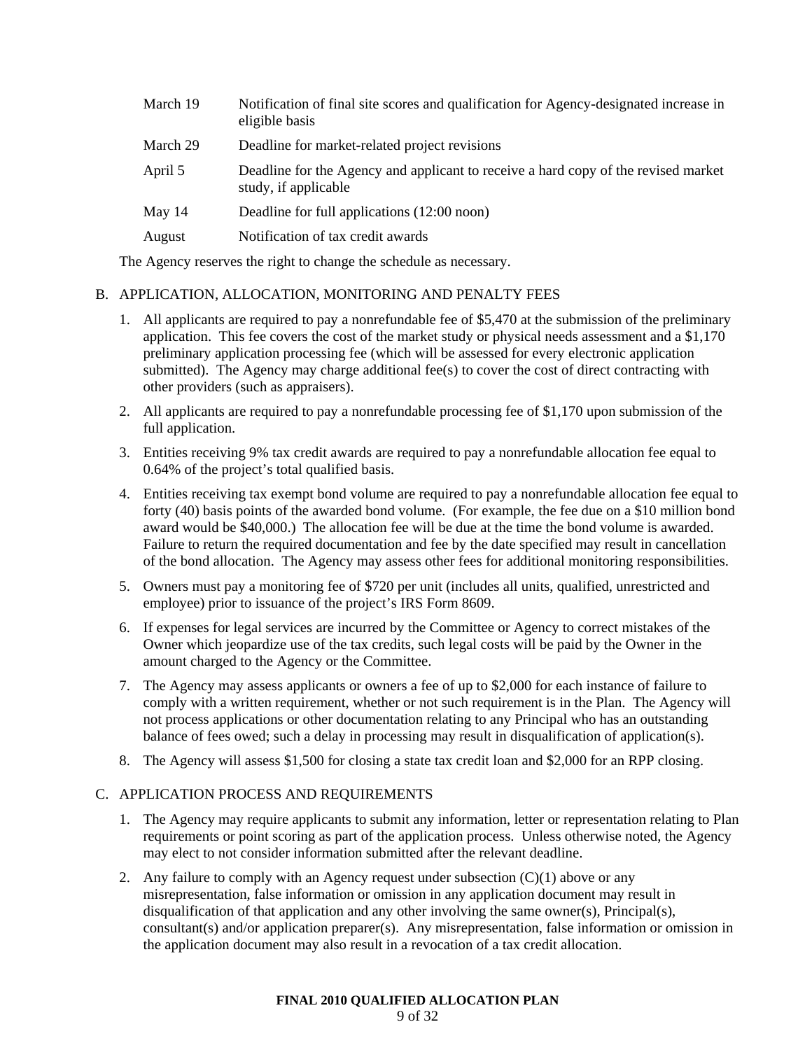| | |
|---|---|
| March 19 | Notification of final site scores and qualification for Agency-designated increase in eligible basis |
| March 29 | Deadline for market-related project revisions |
| April 5 | Deadline for the Agency and applicant to receive a hard copy of the revised market study, if applicable |
| May 14 | Deadline for full applications (12:00 noon) |
| August | Notification of tax credit awards |

The Agency reserves the right to change the schedule as necessary.

B. APPLICATION, ALLOCATION, MONITORING AND PENALTY FEES

1. All applicants are required to pay a nonrefundable fee of $5,470 at the submission of the preliminary application. This fee covers the cost of the market study or physical needs assessment and a $1,170 preliminary application processing fee (which will be assessed for every electronic application submitted). The Agency may charge additional fee(s) to cover the cost of direct contracting with other providers (such as appraisers).
2. All applicants are required to pay a nonrefundable processing fee of $1,170 upon submission of the full application.
3. Entities receiving 9% tax credit awards are required to pay a nonrefundable allocation fee equal to 0.64% of the project's total qualified basis.
4. Entities receiving tax exempt bond volume are required to pay a nonrefundable allocation fee equal to forty (40) basis points of the awarded bond volume. (For example, the fee due on a $10 million bond award would be $40,000.) The allocation fee will be due at the time the bond volume is awarded. Failure to return the required documentation and fee by the date specified may result in cancellation of the bond allocation. The Agency may assess other fees for additional monitoring responsibilities.
5. Owners must pay a monitoring fee of $720 per unit (includes all units, qualified, unrestricted and employee) prior to issuance of the project's IRS Form 8609.
6. If expenses for legal services are incurred by the Committee or Agency to correct mistakes of the Owner which jeopardize use of the tax credits, such legal costs will be paid by the Owner in the amount charged to the Agency or the Committee.
7. The Agency may assess applicants or owners a fee of up to $2,000 for each instance of failure to comply with a written requirement, whether or not such requirement is in the Plan. The Agency will not process applications or other documentation relating to any Principal who has an outstanding balance of fees owed; such a delay in processing may result in disqualification of application(s).
8. The Agency will assess $1,500 for closing a state tax credit loan and $2,000 for an RPP closing.

C. APPLICATION PROCESS AND REQUIREMENTS

1. The Agency may require applicants to submit any information, letter or representation relating to Plan requirements or point scoring as part of the application process. Unless otherwise noted, the Agency may elect to not consider information submitted after the relevant deadline.
2. Any failure to comply with an Agency request under subsection (C)(1) above or any misrepresentation, false information or omission in any application document may result in disqualification of that application and any other involving the same owner(s), Principal(s), consultant(s) and/or application preparer(s). Any misrepresentation, false information or omission in the application document may also result in a revocation of a tax credit allocation.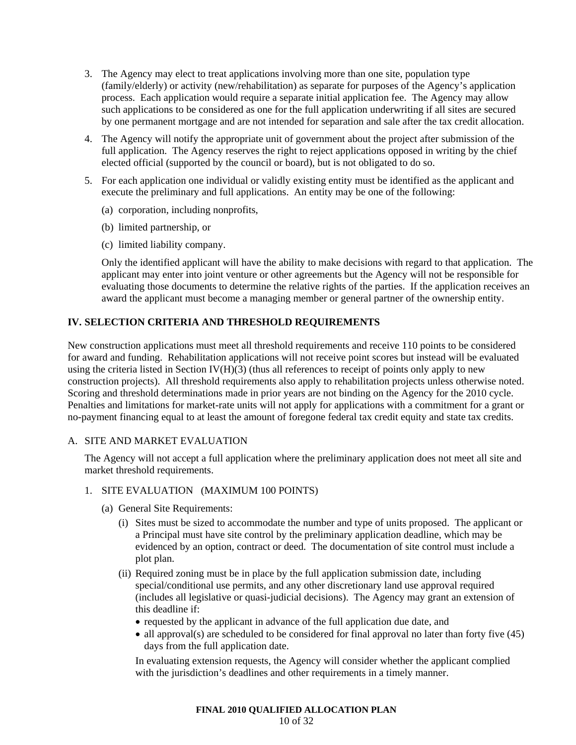3. The Agency may elect to treat applications involving more than one site, population type (family/elderly) or activity (new/rehabilitation) as separate for purposes of the Agency's application process. Each application would require a separate initial application fee. The Agency may allow such applications to be considered as one for the full application underwriting if all sites are secured by one permanent mortgage and are not intended for separation and sale after the tax credit allocation.

4. The Agency will notify the appropriate unit of government about the project after submission of the full application. The Agency reserves the right to reject applications opposed in writing by the chief elected official (supported by the council or board), but is not obligated to do so.

5. For each application one individual or validly existing entity must be identified as the applicant and execute the preliminary and full applications. An entity may be one of the following:

   (a) corporation, including nonprofits,

   (b) limited partnership, or

   (c) limited liability company.

   Only the identified applicant will have the ability to make decisions with regard to that application. The applicant may enter into joint venture or other agreements but the Agency will not be responsible for evaluating those documents to determine the relative rights of the parties. If the application receives an award the applicant must become a managing member or general partner of the ownership entity.

## IV. SELECTION CRITERIA AND THRESHOLD REQUIREMENTS

New construction applications must meet all threshold requirements and receive 110 points to be considered for award and funding. Rehabilitation applications will not receive point scores but instead will be evaluated using the criteria listed in Section IV(H)(3) (thus all references to receipt of points only apply to new construction projects). All threshold requirements also apply to rehabilitation projects unless otherwise noted. Scoring and threshold determinations made in prior years are not binding on the Agency for the 2010 cycle. Penalties and limitations for market-rate units will not apply for applications with a commitment for a grant or no-payment financing equal to at least the amount of foregone federal tax credit equity and state tax credits.

### A. SITE AND MARKET EVALUATION

The Agency will not accept a full application where the preliminary application does not meet all site and market threshold requirements.

1. SITE EVALUATION (MAXIMUM 100 POINTS)

   (a) General Site Requirements:

      (i) Sites must be sized to accommodate the number and type of units proposed. The applicant or a Principal must have site control by the preliminary application deadline, which may be evidenced by an option, contract or deed. The documentation of site control must include a plot plan.

      (ii) Required zoning must be in place by the full application submission date, including special/conditional use permits, and any other discretionary land use approval required (includes all legislative or quasi-judicial decisions). The Agency may grant an extension of this deadline if:

      - requested by the applicant in advance of the full application due date, and
      - all approval(s) are scheduled to be considered for final approval no later than forty five (45) days from the full application date.

      In evaluating extension requests, the Agency will consider whether the applicant complied with the jurisdiction's deadlines and other requirements in a timely manner.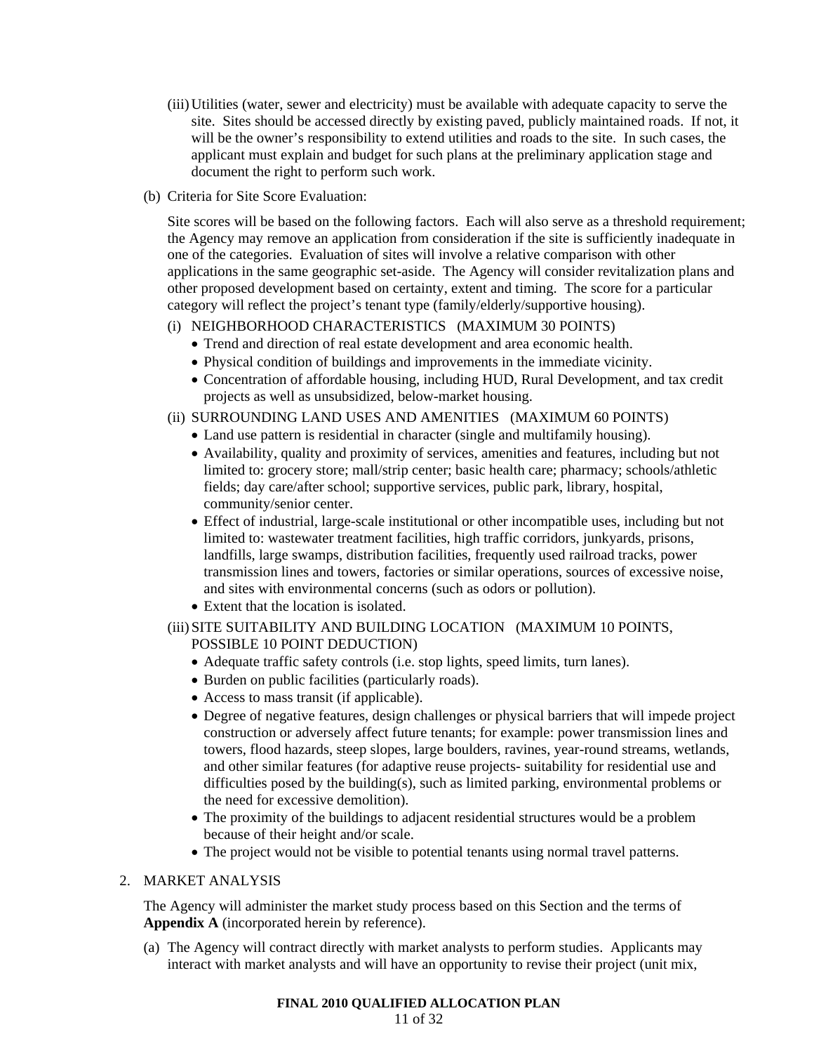(iii) Utilities (water, sewer and electricity) must be available with adequate capacity to serve the site. Sites should be accessed directly by existing paved, publicly maintained roads. If not, it will be the owner's responsibility to extend utilities and roads to the site. In such cases, the applicant must explain and budget for such plans at the preliminary application stage and document the right to perform such work.

(b) Criteria for Site Score Evaluation:

Site scores will be based on the following factors. Each will also serve as a threshold requirement; the Agency may remove an application from consideration if the site is sufficiently inadequate in one of the categories. Evaluation of sites will involve a relative comparison with other applications in the same geographic set-aside. The Agency will consider revitalization plans and other proposed development based on certainty, extent and timing. The score for a particular category will reflect the project's tenant type (family/elderly/supportive housing).

(i) NEIGHBORHOOD CHARACTERISTICS (MAXIMUM 30 POINTS)

- Trend and direction of real estate development and area economic health.
- Physical condition of buildings and improvements in the immediate vicinity.
- Concentration of affordable housing, including HUD, Rural Development, and tax credit projects as well as unsubsidized, below-market housing.

(ii) SURROUNDING LAND USES AND AMENITIES (MAXIMUM 60 POINTS)

- Land use pattern is residential in character (single and multifamily housing).
- Availability, quality and proximity of services, amenities and features, including but not limited to: grocery store; mall/strip center; basic health care; pharmacy; schools/athletic fields; day care/after school; supportive services, public park, library, hospital, community/senior center.
- Effect of industrial, large-scale institutional or other incompatible uses, including but not limited to: wastewater treatment facilities, high traffic corridors, junkyards, prisons, landfills, large swamps, distribution facilities, frequently used railroad tracks, power transmission lines and towers, factories or similar operations, sources of excessive noise, and sites with environmental concerns (such as odors or pollution).
- Extent that the location is isolated.

(iii) SITE SUITABILITY AND BUILDING LOCATION (MAXIMUM 10 POINTS, POSSIBLE 10 POINT DEDUCTION)

- Adequate traffic safety controls (i.e. stop lights, speed limits, turn lanes).
- Burden on public facilities (particularly roads).
- Access to mass transit (if applicable).
- Degree of negative features, design challenges or physical barriers that will impede project construction or adversely affect future tenants; for example: power transmission lines and towers, flood hazards, steep slopes, large boulders, ravines, year-round streams, wetlands, and other similar features (for adaptive reuse projects- suitability for residential use and difficulties posed by the building(s), such as limited parking, environmental problems or the need for excessive demolition).
- The proximity of the buildings to adjacent residential structures would be a problem because of their height and/or scale.
- The project would not be visible to potential tenants using normal travel patterns.

2. MARKET ANALYSIS

The Agency will administer the market study process based on this Section and the terms of **Appendix A** (incorporated herein by reference).

(a) The Agency will contract directly with market analysts to perform studies. Applicants may interact with market analysts and will have an opportunity to revise their project (unit mix,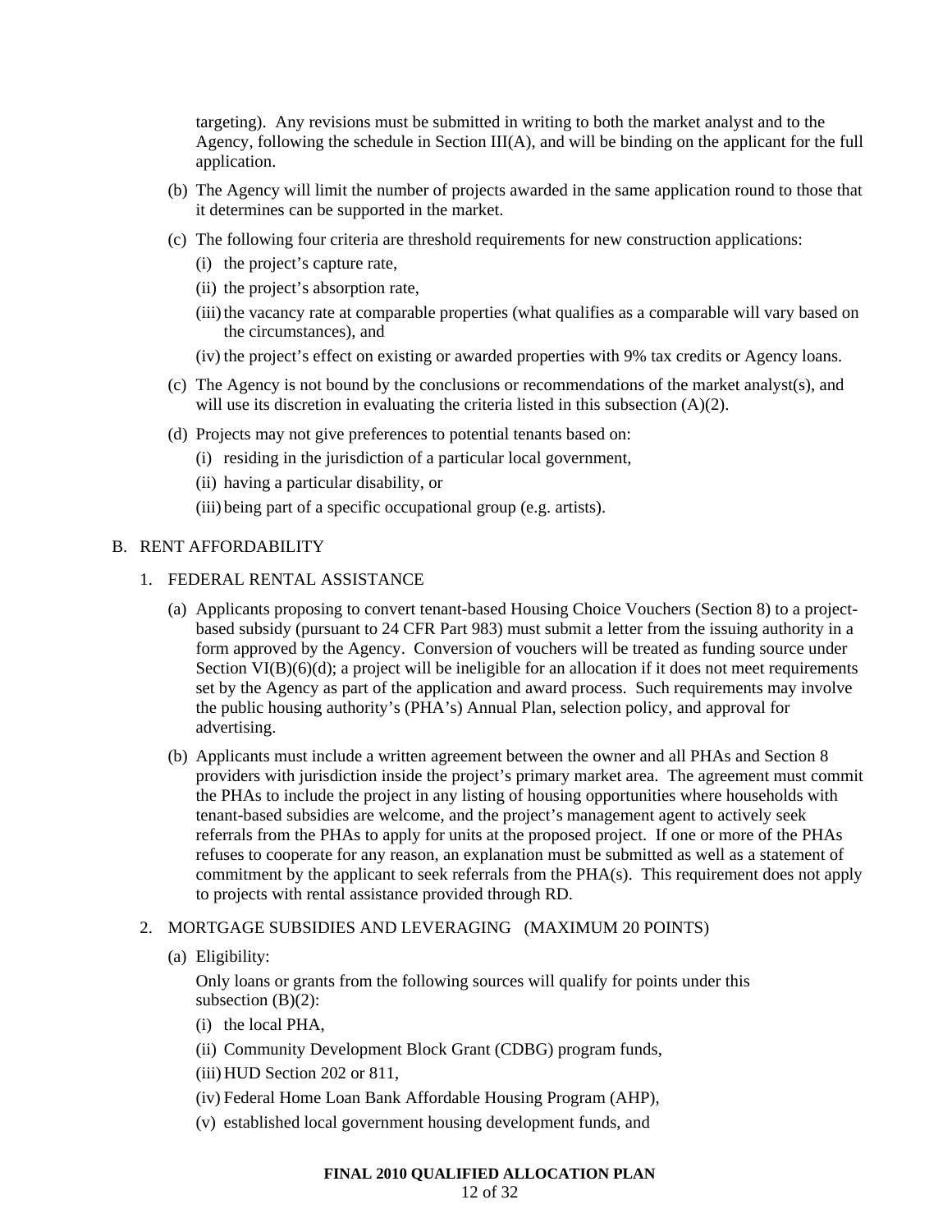targeting). Any revisions must be submitted in writing to both the market analyst and to the Agency, following the schedule in Section III(A), and will be binding on the applicant for the full application.

(b) The Agency will limit the number of projects awarded in the same application round to those that it determines can be supported in the market.

(c) The following four criteria are threshold requirements for new construction applications:

  (i) the project's capture rate,

  (ii) the project's absorption rate,

  (iii) the vacancy rate at comparable properties (what qualifies as a comparable will vary based on the circumstances), and

  (iv) the project's effect on existing or awarded properties with 9% tax credits or Agency loans.

(c) The Agency is not bound by the conclusions or recommendations of the market analyst(s), and will use its discretion in evaluating the criteria listed in this subsection (A)(2).

(d) Projects may not give preferences to potential tenants based on:

  (i) residing in the jurisdiction of a particular local government,

  (ii) having a particular disability, or

  (iii) being part of a specific occupational group (e.g. artists).

## B. RENT AFFORDABILITY

### 1. FEDERAL RENTAL ASSISTANCE

(a) Applicants proposing to convert tenant-based Housing Choice Vouchers (Section 8) to a project-based subsidy (pursuant to 24 CFR Part 983) must submit a letter from the issuing authority in a form approved by the Agency. Conversion of vouchers will be treated as funding source under Section VI(B)(6)(d); a project will be ineligible for an allocation if it does not meet requirements set by the Agency as part of the application and award process. Such requirements may involve the public housing authority's (PHA's) Annual Plan, selection policy, and approval for advertising.

(b) Applicants must include a written agreement between the owner and all PHAs and Section 8 providers with jurisdiction inside the project's primary market area. The agreement must commit the PHAs to include the project in any listing of housing opportunities where households with tenant-based subsidies are welcome, and the project's management agent to actively seek referrals from the PHAs to apply for units at the proposed project. If one or more of the PHAs refuses to cooperate for any reason, an explanation must be submitted as well as a statement of commitment by the applicant to seek referrals from the PHA(s). This requirement does not apply to projects with rental assistance provided through RD.

### 2. MORTGAGE SUBSIDIES AND LEVERAGING (MAXIMUM 20 POINTS)

(a) Eligibility:

Only loans or grants from the following sources will qualify for points under this subsection (B)(2):

  (i) the local PHA,

  (ii) Community Development Block Grant (CDBG) program funds,

  (iii) HUD Section 202 or 811,

  (iv) Federal Home Loan Bank Affordable Housing Program (AHP),

  (v) established local government housing development funds, and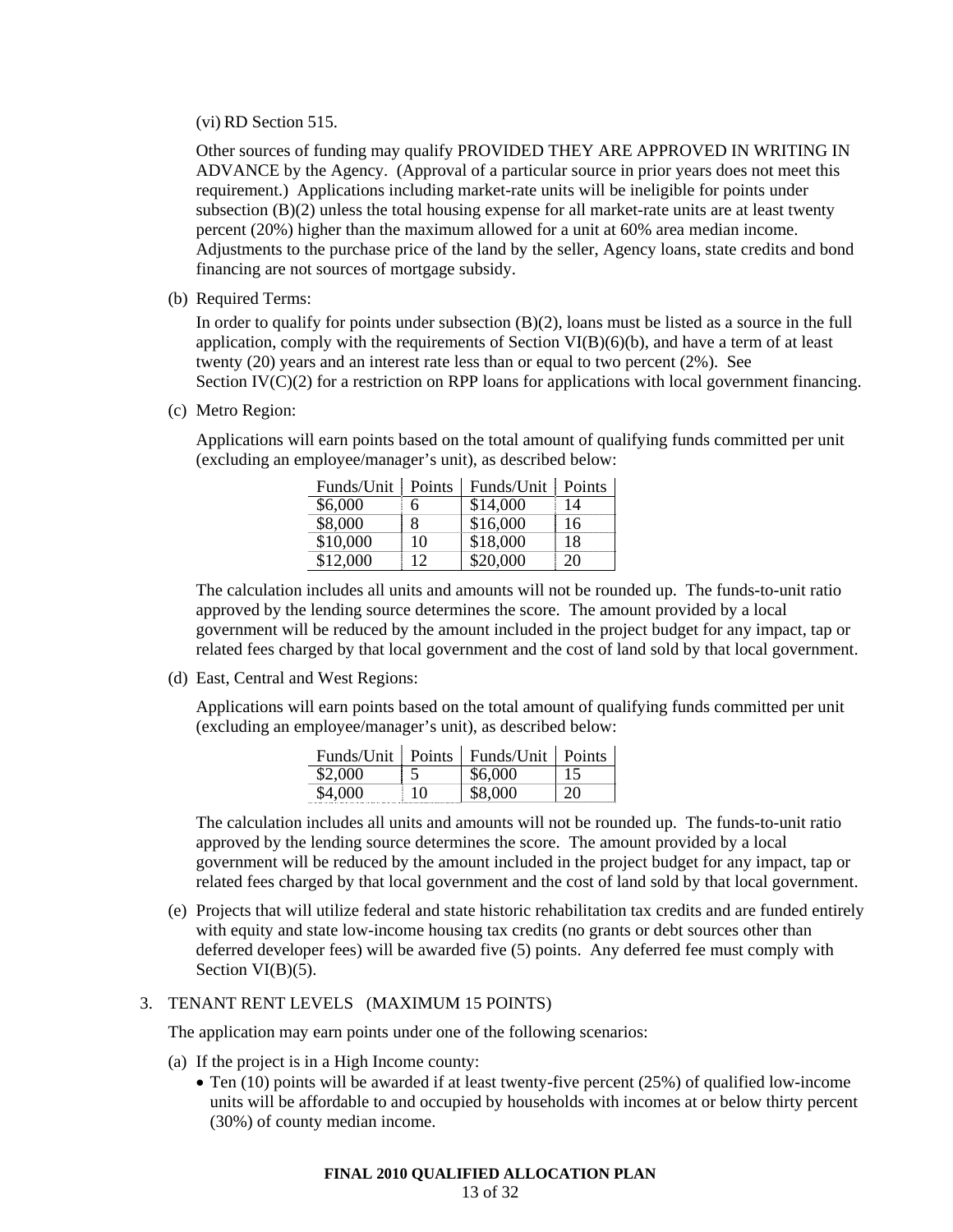(vi) RD Section 515.

Other sources of funding may qualify PROVIDED THEY ARE APPROVED IN WRITING IN ADVANCE by the Agency. (Approval of a particular source in prior years does not meet this requirement.) Applications including market-rate units will be ineligible for points under subsection (B)(2) unless the total housing expense for all market-rate units are at least twenty percent (20%) higher than the maximum allowed for a unit at 60% area median income. Adjustments to the purchase price of the land by the seller, Agency loans, state credits and bond financing are not sources of mortgage subsidy.

(b) Required Terms:

In order to qualify for points under subsection (B)(2), loans must be listed as a source in the full application, comply with the requirements of Section VI(B)(6)(b), and have a term of at least twenty (20) years and an interest rate less than or equal to two percent (2%). See Section IV(C)(2) for a restriction on RPP loans for applications with local government financing.

(c) Metro Region:

Applications will earn points based on the total amount of qualifying funds committed per unit (excluding an employee/manager's unit), as described below:

| Funds/Unit | Points | Funds/Unit | Points |
|---|---|---|---|
| $6,000 | 6 | $14,000 | 14 |
| $8,000 | 8 | $16,000 | 16 |
| $10,000 | 10 | $18,000 | 18 |
| $12,000 | 12 | $20,000 | 20 |

The calculation includes all units and amounts will not be rounded up. The funds-to-unit ratio approved by the lending source determines the score. The amount provided by a local government will be reduced by the amount included in the project budget for any impact, tap or related fees charged by that local government and the cost of land sold by that local government.

(d) East, Central and West Regions:

Applications will earn points based on the total amount of qualifying funds committed per unit (excluding an employee/manager's unit), as described below:

| Funds/Unit | Points | Funds/Unit | Points |
|---|---|---|---|
| $2,000 | 5 | $6,000 | 15 |
| $4,000 | 10 | $8,000 | 20 |

The calculation includes all units and amounts will not be rounded up. The funds-to-unit ratio approved by the lending source determines the score. The amount provided by a local government will be reduced by the amount included in the project budget for any impact, tap or related fees charged by that local government and the cost of land sold by that local government.

(e) Projects that will utilize federal and state historic rehabilitation tax credits and are funded entirely with equity and state low-income housing tax credits (no grants or debt sources other than deferred developer fees) will be awarded five (5) points. Any deferred fee must comply with Section VI(B)(5).

3. TENANT RENT LEVELS (MAXIMUM 15 POINTS)

The application may earn points under one of the following scenarios:

(a) If the project is in a High Income county:

- Ten (10) points will be awarded if at least twenty-five percent (25%) of qualified low-income units will be affordable to and occupied by households with incomes at or below thirty percent (30%) of county median income.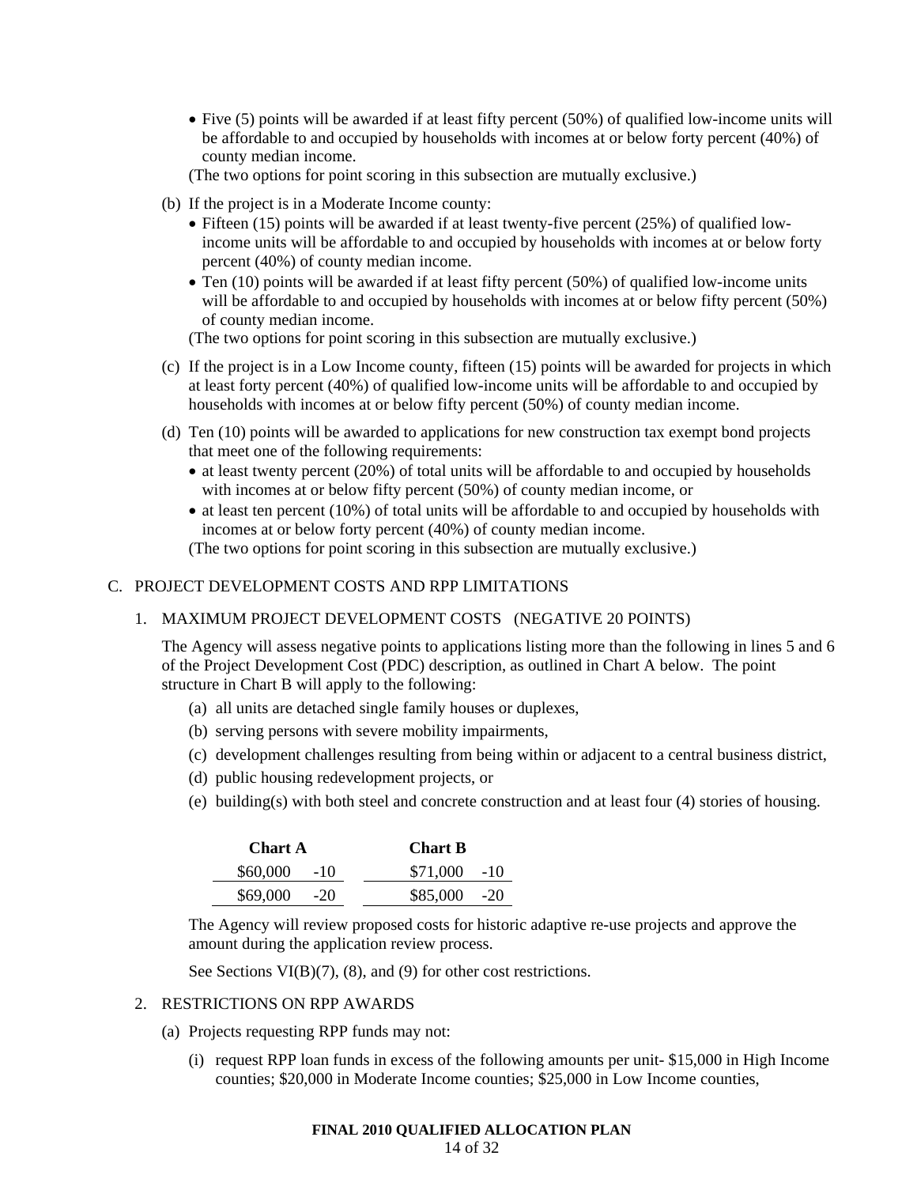- Five (5) points will be awarded if at least fifty percent (50%) of qualified low-income units will be affordable to and occupied by households with incomes at or below forty percent (40%) of county median income.

(The two options for point scoring in this subsection are mutually exclusive.)

(b) If the project is in a Moderate Income county:

- Fifteen (15) points will be awarded if at least twenty-five percent (25%) of qualified low-income units will be affordable to and occupied by households with incomes at or below forty percent (40%) of county median income.
- Ten (10) points will be awarded if at least fifty percent (50%) of qualified low-income units will be affordable to and occupied by households with incomes at or below fifty percent (50%) of county median income.

(The two options for point scoring in this subsection are mutually exclusive.)

(c) If the project is in a Low Income county, fifteen (15) points will be awarded for projects in which at least forty percent (40%) of qualified low-income units will be affordable to and occupied by households with incomes at or below fifty percent (50%) of county median income.

(d) Ten (10) points will be awarded to applications for new construction tax exempt bond projects that meet one of the following requirements:

- at least twenty percent (20%) of total units will be affordable to and occupied by households with incomes at or below fifty percent (50%) of county median income, or
- at least ten percent (10%) of total units will be affordable to and occupied by households with incomes at or below forty percent (40%) of county median income.

(The two options for point scoring in this subsection are mutually exclusive.)

C. PROJECT DEVELOPMENT COSTS AND RPP LIMITATIONS

1. MAXIMUM PROJECT DEVELOPMENT COSTS (NEGATIVE 20 POINTS)

The Agency will assess negative points to applications listing more than the following in lines 5 and 6 of the Project Development Cost (PDC) description, as outlined in Chart A below. The point structure in Chart B will apply to the following:

(a) all units are detached single family houses or duplexes,

(b) serving persons with severe mobility impairments,

(c) development challenges resulting from being within or adjacent to a central business district,

(d) public housing redevelopment projects, or

(e) building(s) with both steel and concrete construction and at least four (4) stories of housing.

| **Chart A** | | **Chart B** | |
|---|---|---|---|
| $60,000 | -10 | $71,000 | -10 |
| $69,000 | -20 | $85,000 | -20 |

The Agency will review proposed costs for historic adaptive re-use projects and approve the amount during the application review process.

See Sections VI(B)(7), (8), and (9) for other cost restrictions.

2. RESTRICTIONS ON RPP AWARDS

(a) Projects requesting RPP funds may not:

(i) request RPP loan funds in excess of the following amounts per unit- $15,000 in High Income counties; $20,000 in Moderate Income counties; $25,000 in Low Income counties,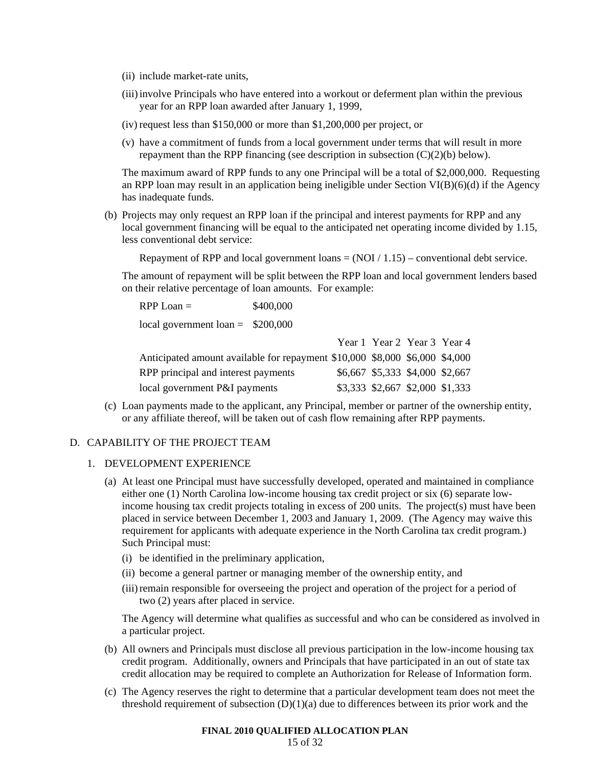(ii) include market-rate units,

(iii) involve Principals who have entered into a workout or deferment plan within the previous year for an RPP loan awarded after January 1, 1999,

(iv) request less than $150,000 or more than $1,200,000 per project, or

(v) have a commitment of funds from a local government under terms that will result in more repayment than the RPP financing (see description in subsection (C)(2)(b) below).

The maximum award of RPP funds to any one Principal will be a total of $2,000,000. Requesting an RPP loan may result in an application being ineligible under Section VI(B)(6)(d) if the Agency has inadequate funds.

(b) Projects may only request an RPP loan if the principal and interest payments for RPP and any local government financing will be equal to the anticipated net operating income divided by 1.15, less conventional debt service:

Repayment of RPP and local government loans = (NOI / 1.15) – conventional debt service.

The amount of repayment will be split between the RPP loan and local government lenders based on their relative percentage of loan amounts. For example:

RPP Loan = $400,000

local government loan = $200,000

| | Year 1 | Year 2 | Year 3 | Year 4 |
|---|---|---|---|---|
| Anticipated amount available for repayment | $10,000 | $8,000 | $6,000 | $4,000 |
| RPP principal and interest payments | $6,667 | $5,333 | $4,000 | $2,667 |
| local government P&I payments | $3,333 | $2,667 | $2,000 | $1,333 |

(c) Loan payments made to the applicant, any Principal, member or partner of the ownership entity, or any affiliate thereof, will be taken out of cash flow remaining after RPP payments.

## D. CAPABILITY OF THE PROJECT TEAM

### 1. DEVELOPMENT EXPERIENCE

(a) At least one Principal must have successfully developed, operated and maintained in compliance either one (1) North Carolina low-income housing tax credit project or six (6) separate low-income housing tax credit projects totaling in excess of 200 units. The project(s) must have been placed in service between December 1, 2003 and January 1, 2009. (The Agency may waive this requirement for applicants with adequate experience in the North Carolina tax credit program.) Such Principal must:

(i) be identified in the preliminary application,

(ii) become a general partner or managing member of the ownership entity, and

(iii) remain responsible for overseeing the project and operation of the project for a period of two (2) years after placed in service.

The Agency will determine what qualifies as successful and who can be considered as involved in a particular project.

(b) All owners and Principals must disclose all previous participation in the low-income housing tax credit program. Additionally, owners and Principals that have participated in an out of state tax credit allocation may be required to complete an Authorization for Release of Information form.

(c) The Agency reserves the right to determine that a particular development team does not meet the threshold requirement of subsection (D)(1)(a) due to differences between its prior work and the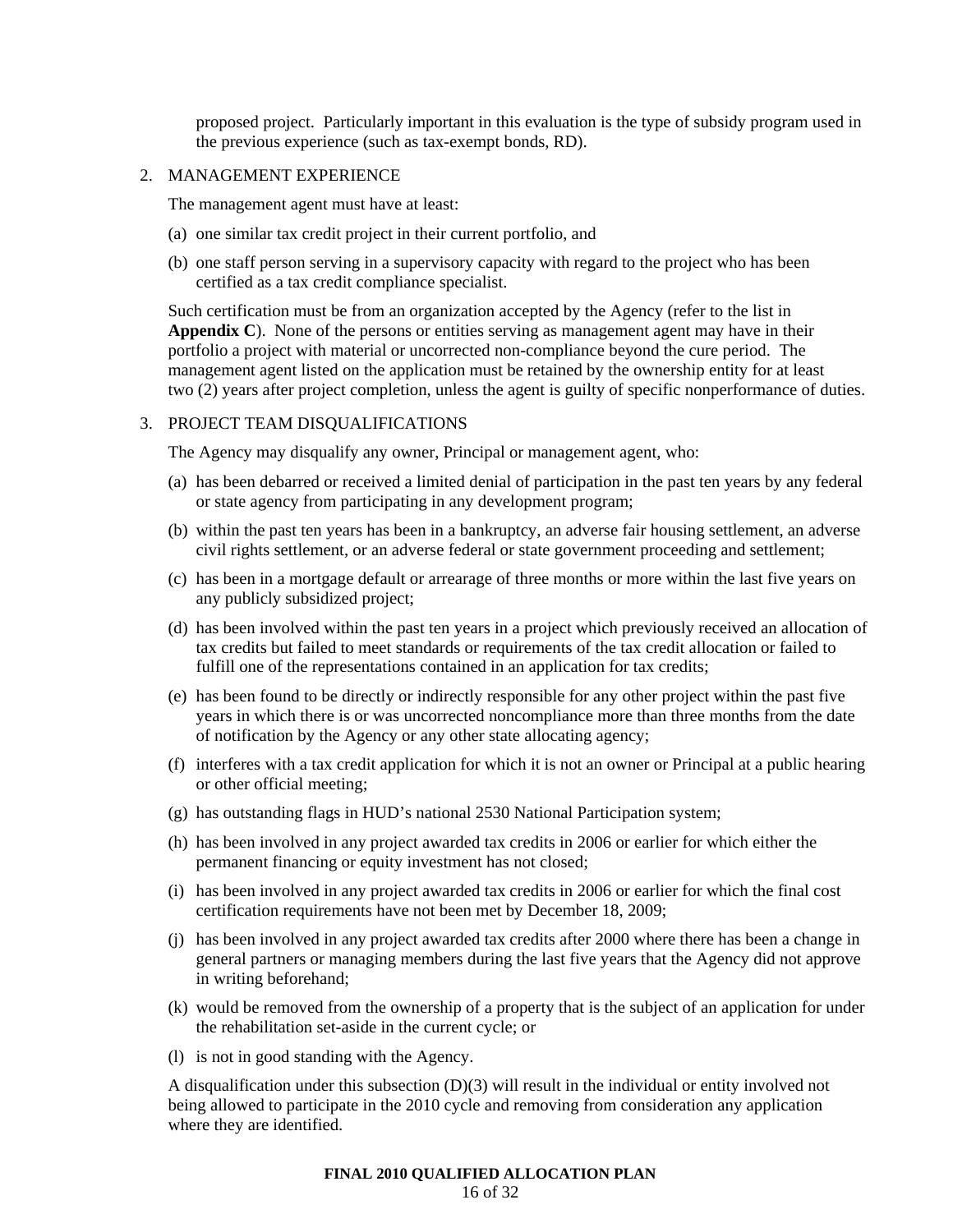proposed project. Particularly important in this evaluation is the type of subsidy program used in the previous experience (such as tax-exempt bonds, RD).

2. MANAGEMENT EXPERIENCE

   The management agent must have at least:

   (a) one similar tax credit project in their current portfolio, and

   (b) one staff person serving in a supervisory capacity with regard to the project who has been certified as a tax credit compliance specialist.

   Such certification must be from an organization accepted by the Agency (refer to the list in **Appendix C**). None of the persons or entities serving as management agent may have in their portfolio a project with material or uncorrected non-compliance beyond the cure period. The management agent listed on the application must be retained by the ownership entity for at least two (2) years after project completion, unless the agent is guilty of specific nonperformance of duties.

3. PROJECT TEAM DISQUALIFICATIONS

   The Agency may disqualify any owner, Principal or management agent, who:

   (a) has been debarred or received a limited denial of participation in the past ten years by any federal or state agency from participating in any development program;

   (b) within the past ten years has been in a bankruptcy, an adverse fair housing settlement, an adverse civil rights settlement, or an adverse federal or state government proceeding and settlement;

   (c) has been in a mortgage default or arrearage of three months or more within the last five years on any publicly subsidized project;

   (d) has been involved within the past ten years in a project which previously received an allocation of tax credits but failed to meet standards or requirements of the tax credit allocation or failed to fulfill one of the representations contained in an application for tax credits;

   (e) has been found to be directly or indirectly responsible for any other project within the past five years in which there is or was uncorrected noncompliance more than three months from the date of notification by the Agency or any other state allocating agency;

   (f) interferes with a tax credit application for which it is not an owner or Principal at a public hearing or other official meeting;

   (g) has outstanding flags in HUD's national 2530 National Participation system;

   (h) has been involved in any project awarded tax credits in 2006 or earlier for which either the permanent financing or equity investment has not closed;

   (i) has been involved in any project awarded tax credits in 2006 or earlier for which the final cost certification requirements have not been met by December 18, 2009;

   (j) has been involved in any project awarded tax credits after 2000 where there has been a change in general partners or managing members during the last five years that the Agency did not approve in writing beforehand;

   (k) would be removed from the ownership of a property that is the subject of an application for under the rehabilitation set-aside in the current cycle; or

   (l) is not in good standing with the Agency.

   A disqualification under this subsection (D)(3) will result in the individual or entity involved not being allowed to participate in the 2010 cycle and removing from consideration any application where they are identified.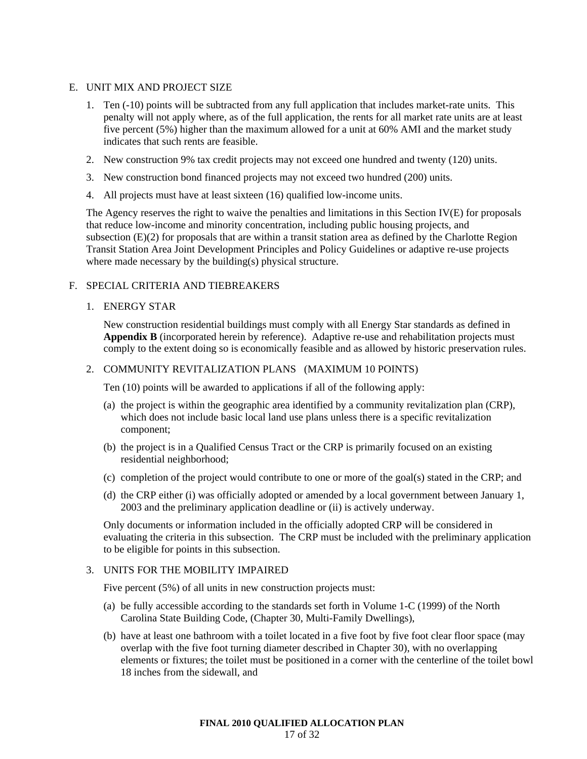E. UNIT MIX AND PROJECT SIZE

1. Ten (-10) points will be subtracted from any full application that includes market-rate units. This penalty will not apply where, as of the full application, the rents for all market rate units are at least five percent (5%) higher than the maximum allowed for a unit at 60% AMI and the market study indicates that such rents are feasible.
2. New construction 9% tax credit projects may not exceed one hundred and twenty (120) units.
3. New construction bond financed projects may not exceed two hundred (200) units.
4. All projects must have at least sixteen (16) qualified low-income units.

The Agency reserves the right to waive the penalties and limitations in this Section IV(E) for proposals that reduce low-income and minority concentration, including public housing projects, and subsection (E)(2) for proposals that are within a transit station area as defined by the Charlotte Region Transit Station Area Joint Development Principles and Policy Guidelines or adaptive re-use projects where made necessary by the building(s) physical structure.

F. SPECIAL CRITERIA AND TIEBREAKERS

1. ENERGY STAR

   New construction residential buildings must comply with all Energy Star standards as defined in **Appendix B** (incorporated herein by reference). Adaptive re-use and rehabilitation projects must comply to the extent doing so is economically feasible and as allowed by historic preservation rules.

2. COMMUNITY REVITALIZATION PLANS (MAXIMUM 10 POINTS)

   Ten (10) points will be awarded to applications if all of the following apply:

   (a) the project is within the geographic area identified by a community revitalization plan (CRP), which does not include basic local land use plans unless there is a specific revitalization component;

   (b) the project is in a Qualified Census Tract or the CRP is primarily focused on an existing residential neighborhood;

   (c) completion of the project would contribute to one or more of the goal(s) stated in the CRP; and

   (d) the CRP either (i) was officially adopted or amended by a local government between January 1, 2003 and the preliminary application deadline or (ii) is actively underway.

   Only documents or information included in the officially adopted CRP will be considered in evaluating the criteria in this subsection. The CRP must be included with the preliminary application to be eligible for points in this subsection.

3. UNITS FOR THE MOBILITY IMPAIRED

   Five percent (5%) of all units in new construction projects must:

   (a) be fully accessible according to the standards set forth in Volume 1-C (1999) of the North Carolina State Building Code, (Chapter 30, Multi-Family Dwellings),

   (b) have at least one bathroom with a toilet located in a five foot by five foot clear floor space (may overlap with the five foot turning diameter described in Chapter 30), with no overlapping elements or fixtures; the toilet must be positioned in a corner with the centerline of the toilet bowl 18 inches from the sidewall, and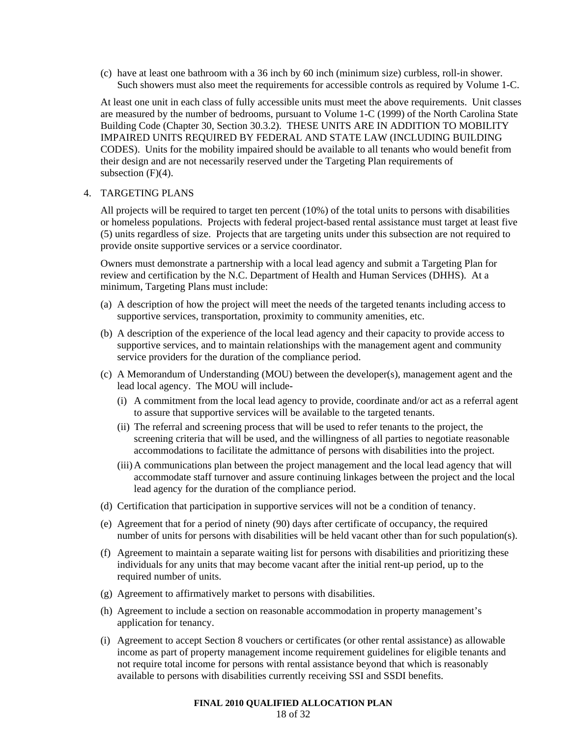(c) have at least one bathroom with a 36 inch by 60 inch (minimum size) curbless, roll-in shower. Such showers must also meet the requirements for accessible controls as required by Volume 1-C.

At least one unit in each class of fully accessible units must meet the above requirements. Unit classes are measured by the number of bedrooms, pursuant to Volume 1-C (1999) of the North Carolina State Building Code (Chapter 30, Section 30.3.2). THESE UNITS ARE IN ADDITION TO MOBILITY IMPAIRED UNITS REQUIRED BY FEDERAL AND STATE LAW (INCLUDING BUILDING CODES). Units for the mobility impaired should be available to all tenants who would benefit from their design and are not necessarily reserved under the Targeting Plan requirements of subsection (F)(4).

4. TARGETING PLANS

All projects will be required to target ten percent (10%) of the total units to persons with disabilities or homeless populations. Projects with federal project-based rental assistance must target at least five (5) units regardless of size. Projects that are targeting units under this subsection are not required to provide onsite supportive services or a service coordinator.

Owners must demonstrate a partnership with a local lead agency and submit a Targeting Plan for review and certification by the N.C. Department of Health and Human Services (DHHS). At a minimum, Targeting Plans must include:

(a) A description of how the project will meet the needs of the targeted tenants including access to supportive services, transportation, proximity to community amenities, etc.

(b) A description of the experience of the local lead agency and their capacity to provide access to supportive services, and to maintain relationships with the management agent and community service providers for the duration of the compliance period.

(c) A Memorandum of Understanding (MOU) between the developer(s), management agent and the lead local agency. The MOU will include-

  (i) A commitment from the local lead agency to provide, coordinate and/or act as a referral agent to assure that supportive services will be available to the targeted tenants.

  (ii) The referral and screening process that will be used to refer tenants to the project, the screening criteria that will be used, and the willingness of all parties to negotiate reasonable accommodations to facilitate the admittance of persons with disabilities into the project.

  (iii) A communications plan between the project management and the local lead agency that will accommodate staff turnover and assure continuing linkages between the project and the local lead agency for the duration of the compliance period.

(d) Certification that participation in supportive services will not be a condition of tenancy.

(e) Agreement that for a period of ninety (90) days after certificate of occupancy, the required number of units for persons with disabilities will be held vacant other than for such population(s).

(f) Agreement to maintain a separate waiting list for persons with disabilities and prioritizing these individuals for any units that may become vacant after the initial rent-up period, up to the required number of units.

(g) Agreement to affirmatively market to persons with disabilities.

(h) Agreement to include a section on reasonable accommodation in property management's application for tenancy.

(i) Agreement to accept Section 8 vouchers or certificates (or other rental assistance) as allowable income as part of property management income requirement guidelines for eligible tenants and not require total income for persons with rental assistance beyond that which is reasonably available to persons with disabilities currently receiving SSI and SSDI benefits.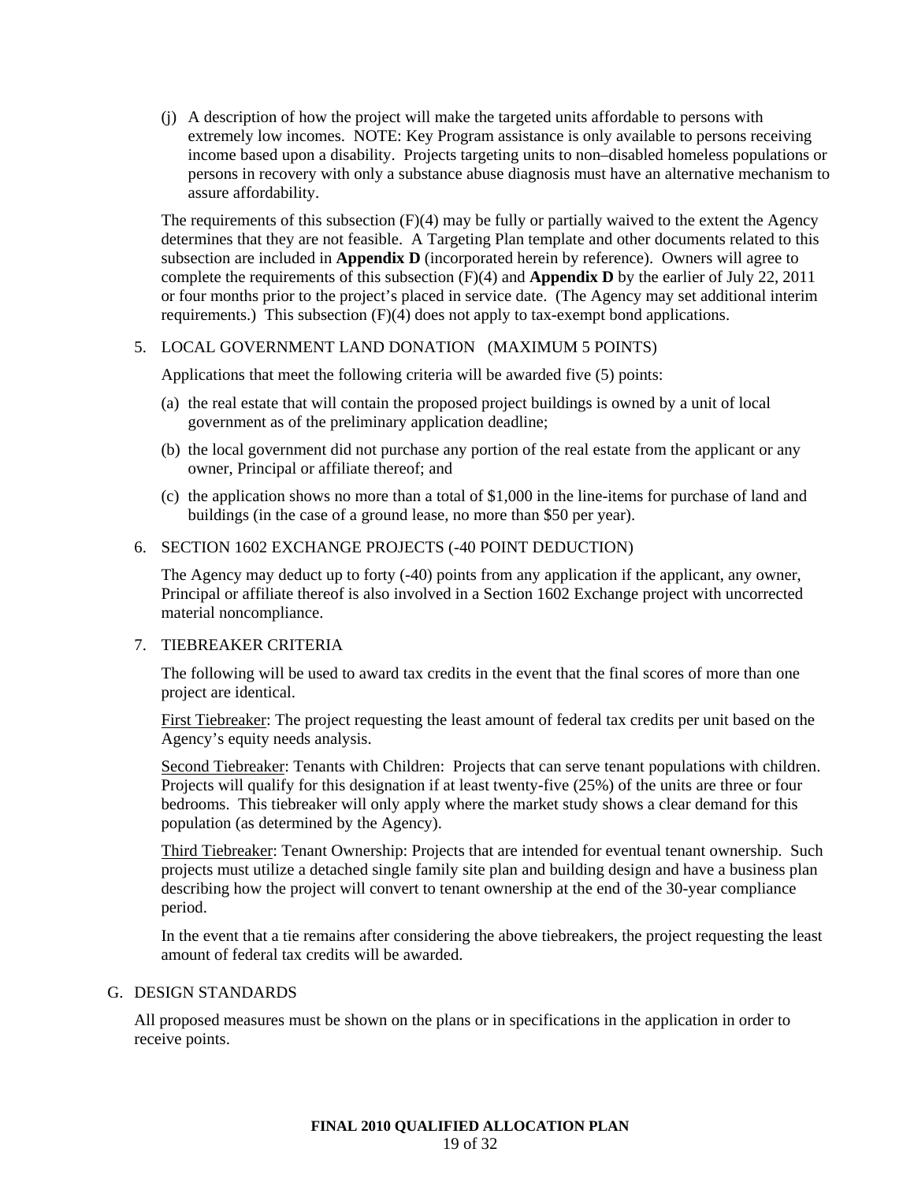(j) A description of how the project will make the targeted units affordable to persons with extremely low incomes. NOTE: Key Program assistance is only available to persons receiving income based upon a disability. Projects targeting units to non–disabled homeless populations or persons in recovery with only a substance abuse diagnosis must have an alternative mechanism to assure affordability.

The requirements of this subsection (F)(4) may be fully or partially waived to the extent the Agency determines that they are not feasible. A Targeting Plan template and other documents related to this subsection are included in **Appendix D** (incorporated herein by reference). Owners will agree to complete the requirements of this subsection (F)(4) and **Appendix D** by the earlier of July 22, 2011 or four months prior to the project's placed in service date. (The Agency may set additional interim requirements.) This subsection (F)(4) does not apply to tax-exempt bond applications.

5. LOCAL GOVERNMENT LAND DONATION (MAXIMUM 5 POINTS)

Applications that meet the following criteria will be awarded five (5) points:

(a) the real estate that will contain the proposed project buildings is owned by a unit of local government as of the preliminary application deadline;

(b) the local government did not purchase any portion of the real estate from the applicant or any owner, Principal or affiliate thereof; and

(c) the application shows no more than a total of $1,000 in the line-items for purchase of land and buildings (in the case of a ground lease, no more than $50 per year).

6. SECTION 1602 EXCHANGE PROJECTS (-40 POINT DEDUCTION)

The Agency may deduct up to forty (-40) points from any application if the applicant, any owner, Principal or affiliate thereof is also involved in a Section 1602 Exchange project with uncorrected material noncompliance.

7. TIEBREAKER CRITERIA

The following will be used to award tax credits in the event that the final scores of more than one project are identical.

First Tiebreaker: The project requesting the least amount of federal tax credits per unit based on the Agency's equity needs analysis.

Second Tiebreaker: Tenants with Children: Projects that can serve tenant populations with children. Projects will qualify for this designation if at least twenty-five (25%) of the units are three or four bedrooms. This tiebreaker will only apply where the market study shows a clear demand for this population (as determined by the Agency).

Third Tiebreaker: Tenant Ownership: Projects that are intended for eventual tenant ownership. Such projects must utilize a detached single family site plan and building design and have a business plan describing how the project will convert to tenant ownership at the end of the 30-year compliance period.

In the event that a tie remains after considering the above tiebreakers, the project requesting the least amount of federal tax credits will be awarded.

G. DESIGN STANDARDS

All proposed measures must be shown on the plans or in specifications in the application in order to receive points.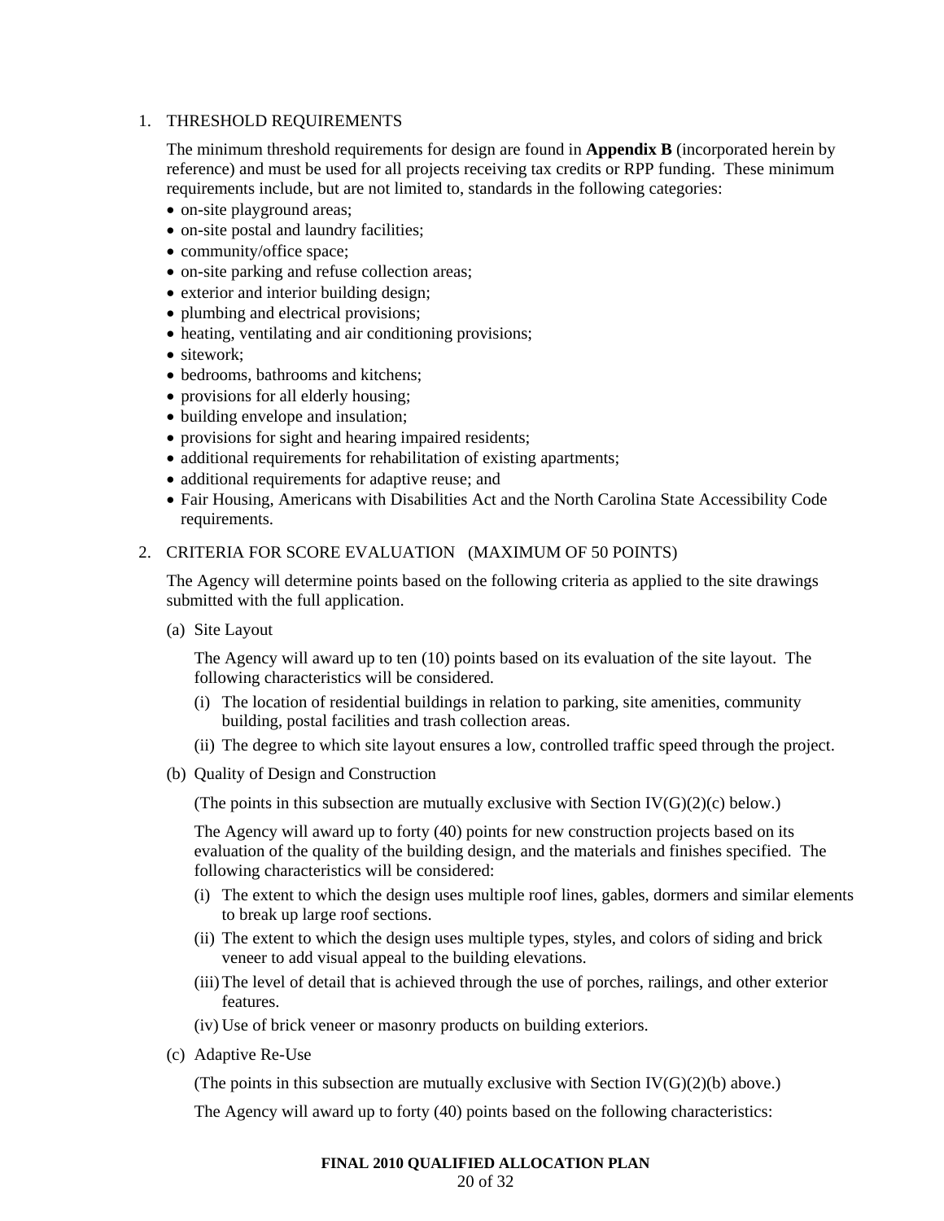1. THRESHOLD REQUIREMENTS

   The minimum threshold requirements for design are found in **Appendix B** (incorporated herein by reference) and must be used for all projects receiving tax credits or RPP funding. These minimum requirements include, but are not limited to, standards in the following categories:

   - on-site playground areas;
   - on-site postal and laundry facilities;
   - community/office space;
   - on-site parking and refuse collection areas;
   - exterior and interior building design;
   - plumbing and electrical provisions;
   - heating, ventilating and air conditioning provisions;
   - sitework;
   - bedrooms, bathrooms and kitchens;
   - provisions for all elderly housing;
   - building envelope and insulation;
   - provisions for sight and hearing impaired residents;
   - additional requirements for rehabilitation of existing apartments;
   - additional requirements for adaptive reuse; and
   - Fair Housing, Americans with Disabilities Act and the North Carolina State Accessibility Code requirements.

2. CRITERIA FOR SCORE EVALUATION (MAXIMUM OF 50 POINTS)

   The Agency will determine points based on the following criteria as applied to the site drawings submitted with the full application.

   (a) Site Layout

   The Agency will award up to ten (10) points based on its evaluation of the site layout. The following characteristics will be considered.

   (i) The location of residential buildings in relation to parking, site amenities, community building, postal facilities and trash collection areas.

   (ii) The degree to which site layout ensures a low, controlled traffic speed through the project.

   (b) Quality of Design and Construction

   (The points in this subsection are mutually exclusive with Section IV(G)(2)(c) below.)

   The Agency will award up to forty (40) points for new construction projects based on its evaluation of the quality of the building design, and the materials and finishes specified. The following characteristics will be considered:

   (i) The extent to which the design uses multiple roof lines, gables, dormers and similar elements to break up large roof sections.

   (ii) The extent to which the design uses multiple types, styles, and colors of siding and brick veneer to add visual appeal to the building elevations.

   (iii) The level of detail that is achieved through the use of porches, railings, and other exterior features.

   (iv) Use of brick veneer or masonry products on building exteriors.

   (c) Adaptive Re-Use

   (The points in this subsection are mutually exclusive with Section IV(G)(2)(b) above.)

   The Agency will award up to forty (40) points based on the following characteristics: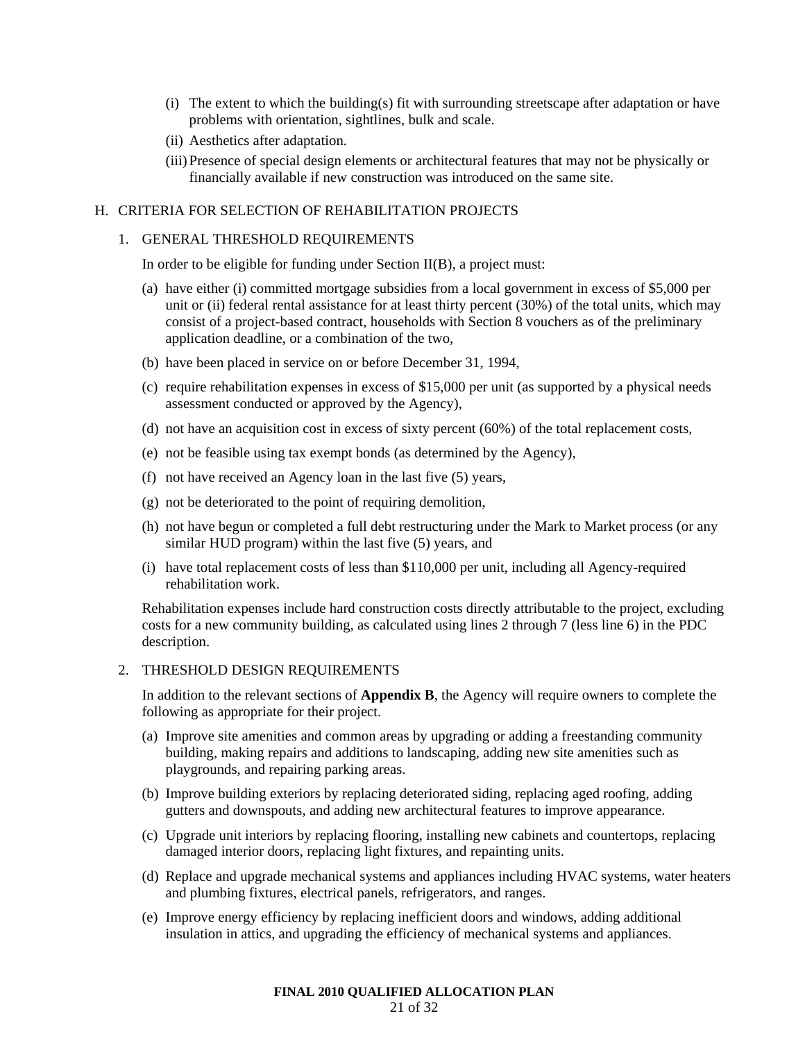(i) The extent to which the building(s) fit with surrounding streetscape after adaptation or have problems with orientation, sightlines, bulk and scale.

(ii) Aesthetics after adaptation.

(iii) Presence of special design elements or architectural features that may not be physically or financially available if new construction was introduced on the same site.

## H. CRITERIA FOR SELECTION OF REHABILITATION PROJECTS

### 1. GENERAL THRESHOLD REQUIREMENTS

In order to be eligible for funding under Section II(B), a project must:

(a) have either (i) committed mortgage subsidies from a local government in excess of $5,000 per unit or (ii) federal rental assistance for at least thirty percent (30%) of the total units, which may consist of a project-based contract, households with Section 8 vouchers as of the preliminary application deadline, or a combination of the two,

(b) have been placed in service on or before December 31, 1994,

(c) require rehabilitation expenses in excess of $15,000 per unit (as supported by a physical needs assessment conducted or approved by the Agency),

(d) not have an acquisition cost in excess of sixty percent (60%) of the total replacement costs,

(e) not be feasible using tax exempt bonds (as determined by the Agency),

(f) not have received an Agency loan in the last five (5) years,

(g) not be deteriorated to the point of requiring demolition,

(h) not have begun or completed a full debt restructuring under the Mark to Market process (or any similar HUD program) within the last five (5) years, and

(i) have total replacement costs of less than $110,000 per unit, including all Agency-required rehabilitation work.

Rehabilitation expenses include hard construction costs directly attributable to the project, excluding costs for a new community building, as calculated using lines 2 through 7 (less line 6) in the PDC description.

### 2. THRESHOLD DESIGN REQUIREMENTS

In addition to the relevant sections of **Appendix B**, the Agency will require owners to complete the following as appropriate for their project.

(a) Improve site amenities and common areas by upgrading or adding a freestanding community building, making repairs and additions to landscaping, adding new site amenities such as playgrounds, and repairing parking areas.

(b) Improve building exteriors by replacing deteriorated siding, replacing aged roofing, adding gutters and downspouts, and adding new architectural features to improve appearance.

(c) Upgrade unit interiors by replacing flooring, installing new cabinets and countertops, replacing damaged interior doors, replacing light fixtures, and repainting units.

(d) Replace and upgrade mechanical systems and appliances including HVAC systems, water heaters and plumbing fixtures, electrical panels, refrigerators, and ranges.

(e) Improve energy efficiency by replacing inefficient doors and windows, adding additional insulation in attics, and upgrading the efficiency of mechanical systems and appliances.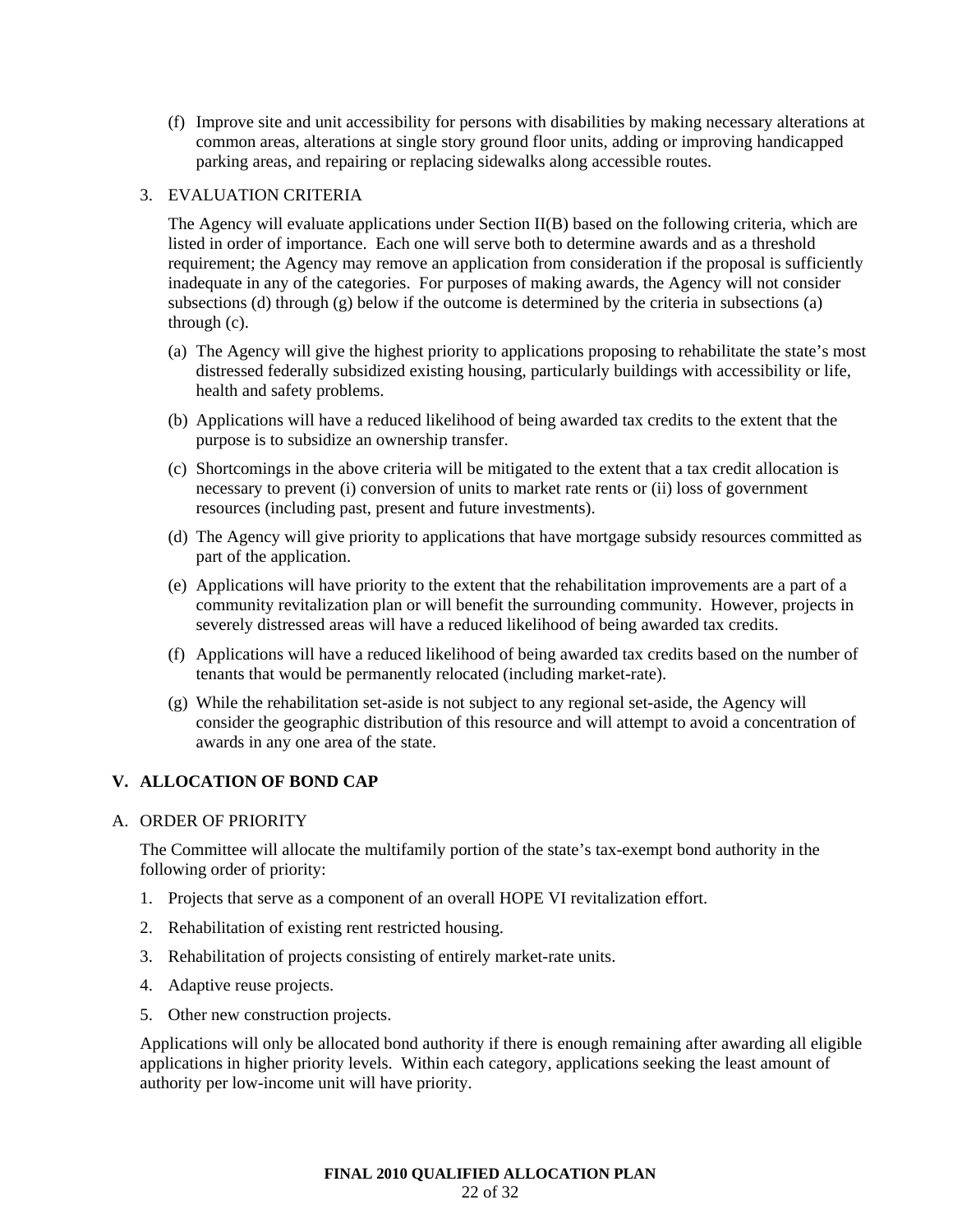(f) Improve site and unit accessibility for persons with disabilities by making necessary alterations at common areas, alterations at single story ground floor units, adding or improving handicapped parking areas, and repairing or replacing sidewalks along accessible routes.

3. EVALUATION CRITERIA

The Agency will evaluate applications under Section II(B) based on the following criteria, which are listed in order of importance. Each one will serve both to determine awards and as a threshold requirement; the Agency may remove an application from consideration if the proposal is sufficiently inadequate in any of the categories. For purposes of making awards, the Agency will not consider subsections (d) through (g) below if the outcome is determined by the criteria in subsections (a) through (c).

(a) The Agency will give the highest priority to applications proposing to rehabilitate the state's most distressed federally subsidized existing housing, particularly buildings with accessibility or life, health and safety problems.

(b) Applications will have a reduced likelihood of being awarded tax credits to the extent that the purpose is to subsidize an ownership transfer.

(c) Shortcomings in the above criteria will be mitigated to the extent that a tax credit allocation is necessary to prevent (i) conversion of units to market rate rents or (ii) loss of government resources (including past, present and future investments).

(d) The Agency will give priority to applications that have mortgage subsidy resources committed as part of the application.

(e) Applications will have priority to the extent that the rehabilitation improvements are a part of a community revitalization plan or will benefit the surrounding community. However, projects in severely distressed areas will have a reduced likelihood of being awarded tax credits.

(f) Applications will have a reduced likelihood of being awarded tax credits based on the number of tenants that would be permanently relocated (including market-rate).

(g) While the rehabilitation set-aside is not subject to any regional set-aside, the Agency will consider the geographic distribution of this resource and will attempt to avoid a concentration of awards in any one area of the state.

## V. ALLOCATION OF BOND CAP

A. ORDER OF PRIORITY

The Committee will allocate the multifamily portion of the state's tax-exempt bond authority in the following order of priority:

1. Projects that serve as a component of an overall HOPE VI revitalization effort.
2. Rehabilitation of existing rent restricted housing.
3. Rehabilitation of projects consisting of entirely market-rate units.
4. Adaptive reuse projects.
5. Other new construction projects.

Applications will only be allocated bond authority if there is enough remaining after awarding all eligible applications in higher priority levels. Within each category, applications seeking the least amount of authority per low-income unit will have priority.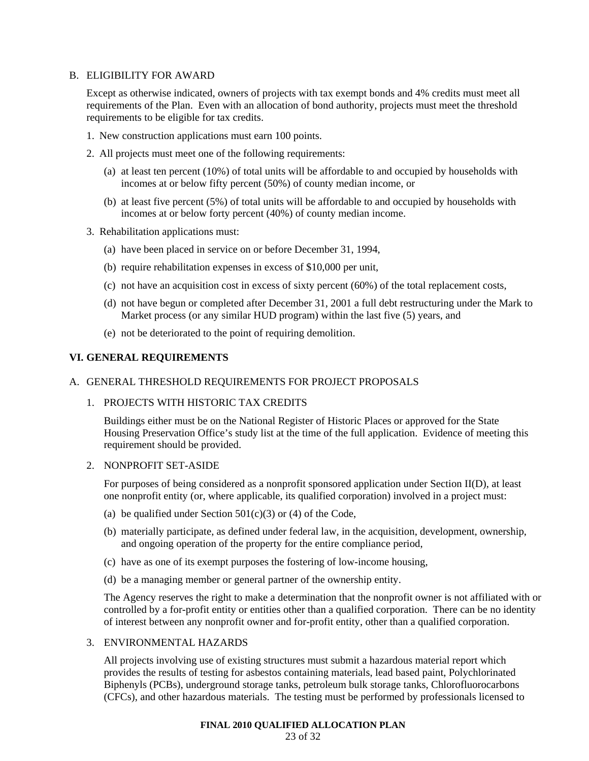B. ELIGIBILITY FOR AWARD

Except as otherwise indicated, owners of projects with tax exempt bonds and 4% credits must meet all requirements of the Plan. Even with an allocation of bond authority, projects must meet the threshold requirements to be eligible for tax credits.

1. New construction applications must earn 100 points.
2. All projects must meet one of the following requirements:
   - (a) at least ten percent (10%) of total units will be affordable to and occupied by households with incomes at or below fifty percent (50%) of county median income, or
   - (b) at least five percent (5%) of total units will be affordable to and occupied by households with incomes at or below forty percent (40%) of county median income.
3. Rehabilitation applications must:
   - (a) have been placed in service on or before December 31, 1994,
   - (b) require rehabilitation expenses in excess of $10,000 per unit,
   - (c) not have an acquisition cost in excess of sixty percent (60%) of the total replacement costs,
   - (d) not have begun or completed after December 31, 2001 a full debt restructuring under the Mark to Market process (or any similar HUD program) within the last five (5) years, and
   - (e) not be deteriorated to the point of requiring demolition.

## VI. GENERAL REQUIREMENTS

A. GENERAL THRESHOLD REQUIREMENTS FOR PROJECT PROPOSALS

1. PROJECTS WITH HISTORIC TAX CREDITS

   Buildings either must be on the National Register of Historic Places or approved for the State Housing Preservation Office's study list at the time of the full application. Evidence of meeting this requirement should be provided.

2. NONPROFIT SET-ASIDE

   For purposes of being considered as a nonprofit sponsored application under Section II(D), at least one nonprofit entity (or, where applicable, its qualified corporation) involved in a project must:

   - (a) be qualified under Section 501(c)(3) or (4) of the Code,
   - (b) materially participate, as defined under federal law, in the acquisition, development, ownership, and ongoing operation of the property for the entire compliance period,
   - (c) have as one of its exempt purposes the fostering of low-income housing,
   - (d) be a managing member or general partner of the ownership entity.

   The Agency reserves the right to make a determination that the nonprofit owner is not affiliated with or controlled by a for-profit entity or entities other than a qualified corporation. There can be no identity of interest between any nonprofit owner and for-profit entity, other than a qualified corporation.

3. ENVIRONMENTAL HAZARDS

   All projects involving use of existing structures must submit a hazardous material report which provides the results of testing for asbestos containing materials, lead based paint, Polychlorinated Biphenyls (PCBs), underground storage tanks, petroleum bulk storage tanks, Chlorofluorocarbons (CFCs), and other hazardous materials. The testing must be performed by professionals licensed to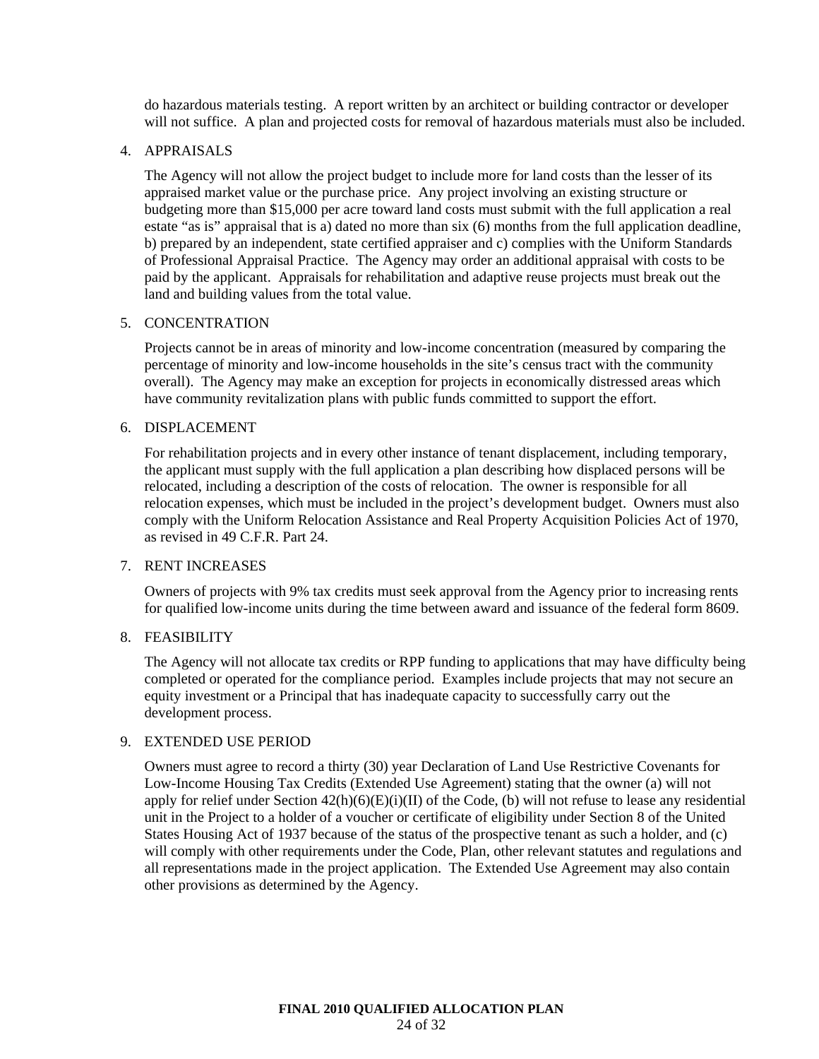do hazardous materials testing. A report written by an architect or building contractor or developer will not suffice. A plan and projected costs for removal of hazardous materials must also be included.

4. APPRAISALS

   The Agency will not allow the project budget to include more for land costs than the lesser of its appraised market value or the purchase price. Any project involving an existing structure or budgeting more than $15,000 per acre toward land costs must submit with the full application a real estate "as is" appraisal that is a) dated no more than six (6) months from the full application deadline, b) prepared by an independent, state certified appraiser and c) complies with the Uniform Standards of Professional Appraisal Practice. The Agency may order an additional appraisal with costs to be paid by the applicant. Appraisals for rehabilitation and adaptive reuse projects must break out the land and building values from the total value.

5. CONCENTRATION

   Projects cannot be in areas of minority and low-income concentration (measured by comparing the percentage of minority and low-income households in the site's census tract with the community overall). The Agency may make an exception for projects in economically distressed areas which have community revitalization plans with public funds committed to support the effort.

6. DISPLACEMENT

   For rehabilitation projects and in every other instance of tenant displacement, including temporary, the applicant must supply with the full application a plan describing how displaced persons will be relocated, including a description of the costs of relocation. The owner is responsible for all relocation expenses, which must be included in the project's development budget. Owners must also comply with the Uniform Relocation Assistance and Real Property Acquisition Policies Act of 1970, as revised in 49 C.F.R. Part 24.

7. RENT INCREASES

   Owners of projects with 9% tax credits must seek approval from the Agency prior to increasing rents for qualified low-income units during the time between award and issuance of the federal form 8609.

8. FEASIBILITY

   The Agency will not allocate tax credits or RPP funding to applications that may have difficulty being completed or operated for the compliance period. Examples include projects that may not secure an equity investment or a Principal that has inadequate capacity to successfully carry out the development process.

9. EXTENDED USE PERIOD

   Owners must agree to record a thirty (30) year Declaration of Land Use Restrictive Covenants for Low-Income Housing Tax Credits (Extended Use Agreement) stating that the owner (a) will not apply for relief under Section 42(h)(6)(E)(i)(II) of the Code, (b) will not refuse to lease any residential unit in the Project to a holder of a voucher or certificate of eligibility under Section 8 of the United States Housing Act of 1937 because of the status of the prospective tenant as such a holder, and (c) will comply with other requirements under the Code, Plan, other relevant statutes and regulations and all representations made in the project application. The Extended Use Agreement may also contain other provisions as determined by the Agency.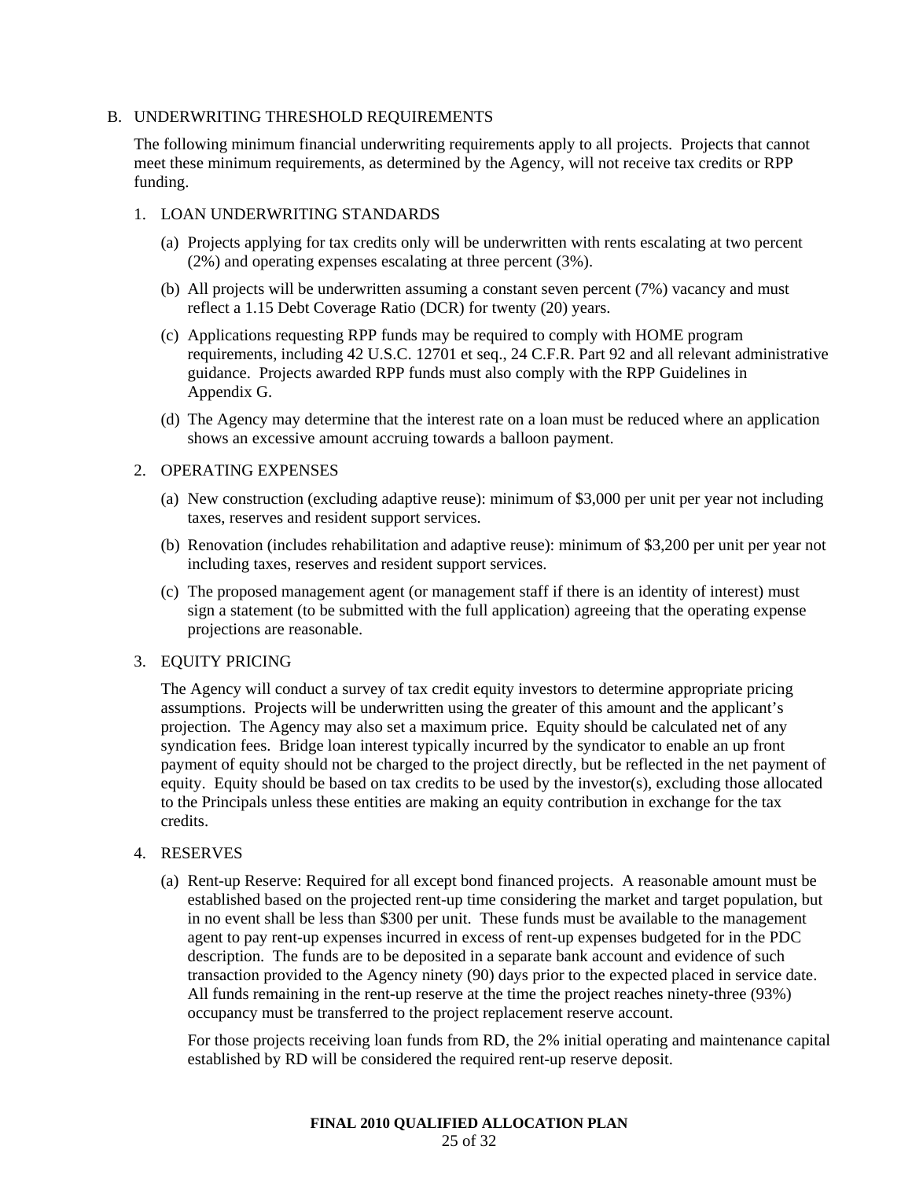## B. UNDERWRITING THRESHOLD REQUIREMENTS

The following minimum financial underwriting requirements apply to all projects. Projects that cannot meet these minimum requirements, as determined by the Agency, will not receive tax credits or RPP funding.

### 1. LOAN UNDERWRITING STANDARDS

(a) Projects applying for tax credits only will be underwritten with rents escalating at two percent (2%) and operating expenses escalating at three percent (3%).

(b) All projects will be underwritten assuming a constant seven percent (7%) vacancy and must reflect a 1.15 Debt Coverage Ratio (DCR) for twenty (20) years.

(c) Applications requesting RPP funds may be required to comply with HOME program requirements, including 42 U.S.C. 12701 et seq., 24 C.F.R. Part 92 and all relevant administrative guidance. Projects awarded RPP funds must also comply with the RPP Guidelines in Appendix G.

(d) The Agency may determine that the interest rate on a loan must be reduced where an application shows an excessive amount accruing towards a balloon payment.

### 2. OPERATING EXPENSES

(a) New construction (excluding adaptive reuse): minimum of $3,000 per unit per year not including taxes, reserves and resident support services.

(b) Renovation (includes rehabilitation and adaptive reuse): minimum of $3,200 per unit per year not including taxes, reserves and resident support services.

(c) The proposed management agent (or management staff if there is an identity of interest) must sign a statement (to be submitted with the full application) agreeing that the operating expense projections are reasonable.

### 3. EQUITY PRICING

The Agency will conduct a survey of tax credit equity investors to determine appropriate pricing assumptions. Projects will be underwritten using the greater of this amount and the applicant's projection. The Agency may also set a maximum price. Equity should be calculated net of any syndication fees. Bridge loan interest typically incurred by the syndicator to enable an up front payment of equity should not be charged to the project directly, but be reflected in the net payment of equity. Equity should be based on tax credits to be used by the investor(s), excluding those allocated to the Principals unless these entities are making an equity contribution in exchange for the tax credits.

### 4. RESERVES

(a) Rent-up Reserve: Required for all except bond financed projects. A reasonable amount must be established based on the projected rent-up time considering the market and target population, but in no event shall be less than $300 per unit. These funds must be available to the management agent to pay rent-up expenses incurred in excess of rent-up expenses budgeted for in the PDC description. The funds are to be deposited in a separate bank account and evidence of such transaction provided to the Agency ninety (90) days prior to the expected placed in service date. All funds remaining in the rent-up reserve at the time the project reaches ninety-three (93%) occupancy must be transferred to the project replacement reserve account.

For those projects receiving loan funds from RD, the 2% initial operating and maintenance capital established by RD will be considered the required rent-up reserve deposit.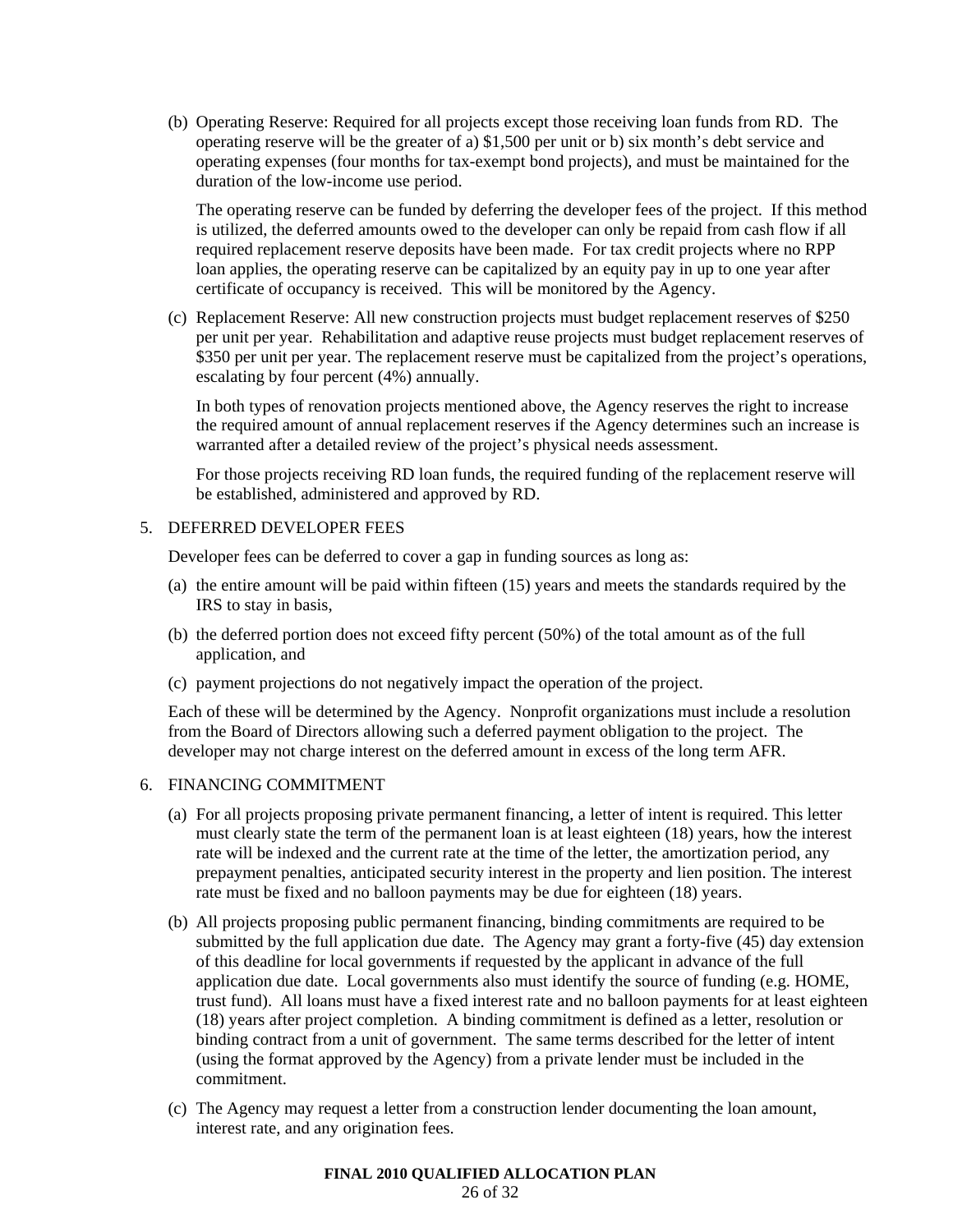(b) Operating Reserve: Required for all projects except those receiving loan funds from RD. The operating reserve will be the greater of a) $1,500 per unit or b) six month's debt service and operating expenses (four months for tax-exempt bond projects), and must be maintained for the duration of the low-income use period.

The operating reserve can be funded by deferring the developer fees of the project. If this method is utilized, the deferred amounts owed to the developer can only be repaid from cash flow if all required replacement reserve deposits have been made. For tax credit projects where no RPP loan applies, the operating reserve can be capitalized by an equity pay in up to one year after certificate of occupancy is received. This will be monitored by the Agency.

(c) Replacement Reserve: All new construction projects must budget replacement reserves of $250 per unit per year. Rehabilitation and adaptive reuse projects must budget replacement reserves of $350 per unit per year. The replacement reserve must be capitalized from the project's operations, escalating by four percent (4%) annually.

In both types of renovation projects mentioned above, the Agency reserves the right to increase the required amount of annual replacement reserves if the Agency determines such an increase is warranted after a detailed review of the project's physical needs assessment.

For those projects receiving RD loan funds, the required funding of the replacement reserve will be established, administered and approved by RD.

5. DEFERRED DEVELOPER FEES

Developer fees can be deferred to cover a gap in funding sources as long as:

(a) the entire amount will be paid within fifteen (15) years and meets the standards required by the IRS to stay in basis,

(b) the deferred portion does not exceed fifty percent (50%) of the total amount as of the full application, and

(c) payment projections do not negatively impact the operation of the project.

Each of these will be determined by the Agency. Nonprofit organizations must include a resolution from the Board of Directors allowing such a deferred payment obligation to the project. The developer may not charge interest on the deferred amount in excess of the long term AFR.

6. FINANCING COMMITMENT

(a) For all projects proposing private permanent financing, a letter of intent is required. This letter must clearly state the term of the permanent loan is at least eighteen (18) years, how the interest rate will be indexed and the current rate at the time of the letter, the amortization period, any prepayment penalties, anticipated security interest in the property and lien position. The interest rate must be fixed and no balloon payments may be due for eighteen (18) years.

(b) All projects proposing public permanent financing, binding commitments are required to be submitted by the full application due date. The Agency may grant a forty-five (45) day extension of this deadline for local governments if requested by the applicant in advance of the full application due date. Local governments also must identify the source of funding (e.g. HOME, trust fund). All loans must have a fixed interest rate and no balloon payments for at least eighteen (18) years after project completion. A binding commitment is defined as a letter, resolution or binding contract from a unit of government. The same terms described for the letter of intent (using the format approved by the Agency) from a private lender must be included in the commitment.

(c) The Agency may request a letter from a construction lender documenting the loan amount, interest rate, and any origination fees.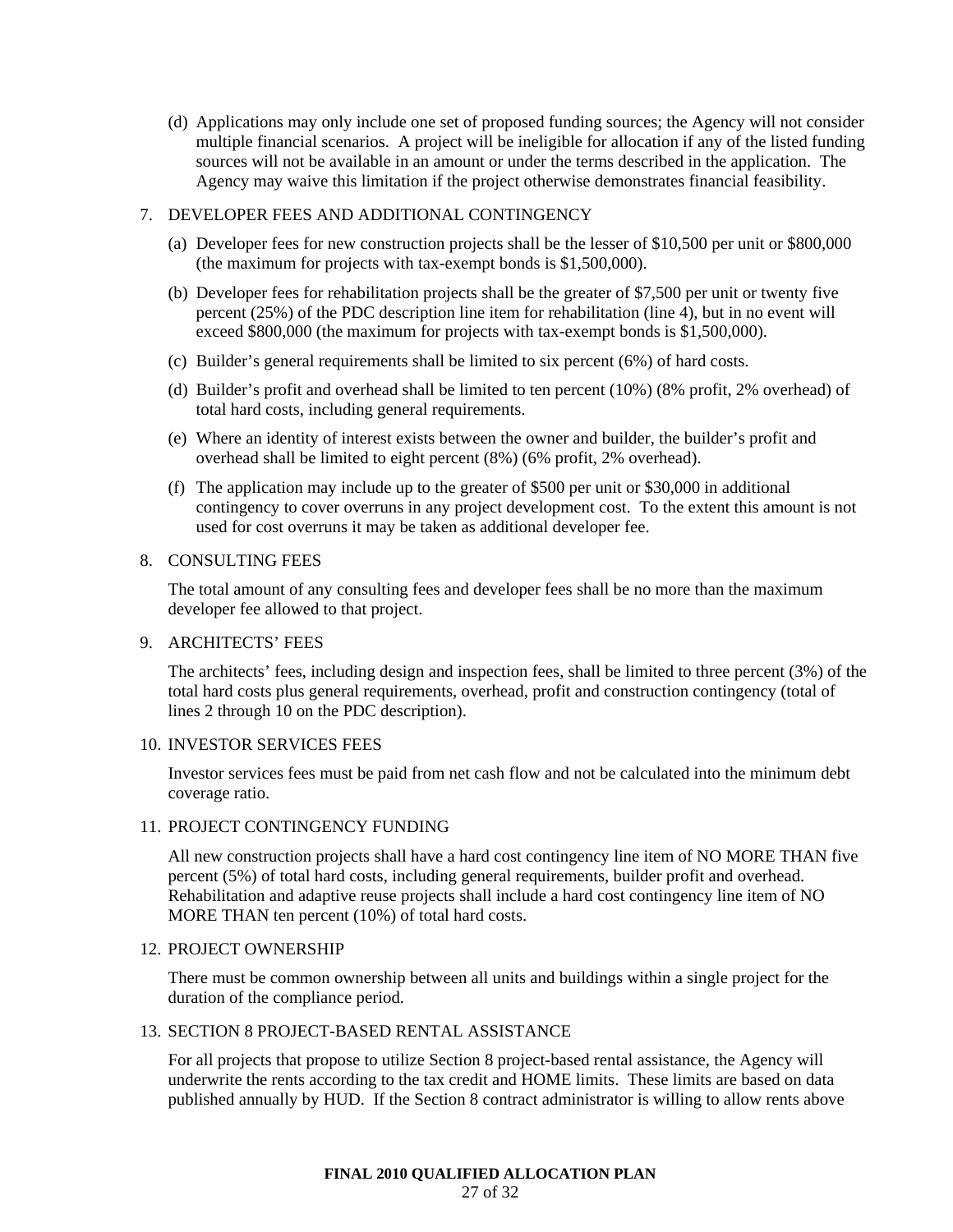(d) Applications may only include one set of proposed funding sources; the Agency will not consider multiple financial scenarios. A project will be ineligible for allocation if any of the listed funding sources will not be available in an amount or under the terms described in the application. The Agency may waive this limitation if the project otherwise demonstrates financial feasibility.

7. DEVELOPER FEES AND ADDITIONAL CONTINGENCY

   (a) Developer fees for new construction projects shall be the lesser of $10,500 per unit or $800,000 (the maximum for projects with tax-exempt bonds is $1,500,000).

   (b) Developer fees for rehabilitation projects shall be the greater of $7,500 per unit or twenty five percent (25%) of the PDC description line item for rehabilitation (line 4), but in no event will exceed $800,000 (the maximum for projects with tax-exempt bonds is $1,500,000).

   (c) Builder's general requirements shall be limited to six percent (6%) of hard costs.

   (d) Builder's profit and overhead shall be limited to ten percent (10%) (8% profit, 2% overhead) of total hard costs, including general requirements.

   (e) Where an identity of interest exists between the owner and builder, the builder's profit and overhead shall be limited to eight percent (8%) (6% profit, 2% overhead).

   (f) The application may include up to the greater of $500 per unit or $30,000 in additional contingency to cover overruns in any project development cost. To the extent this amount is not used for cost overruns it may be taken as additional developer fee.

8. CONSULTING FEES

   The total amount of any consulting fees and developer fees shall be no more than the maximum developer fee allowed to that project.

9. ARCHITECTS' FEES

   The architects' fees, including design and inspection fees, shall be limited to three percent (3%) of the total hard costs plus general requirements, overhead, profit and construction contingency (total of lines 2 through 10 on the PDC description).

10. INVESTOR SERVICES FEES

    Investor services fees must be paid from net cash flow and not be calculated into the minimum debt coverage ratio.

11. PROJECT CONTINGENCY FUNDING

    All new construction projects shall have a hard cost contingency line item of NO MORE THAN five percent (5%) of total hard costs, including general requirements, builder profit and overhead. Rehabilitation and adaptive reuse projects shall include a hard cost contingency line item of NO MORE THAN ten percent (10%) of total hard costs.

12. PROJECT OWNERSHIP

    There must be common ownership between all units and buildings within a single project for the duration of the compliance period.

13. SECTION 8 PROJECT-BASED RENTAL ASSISTANCE

    For all projects that propose to utilize Section 8 project-based rental assistance, the Agency will underwrite the rents according to the tax credit and HOME limits. These limits are based on data published annually by HUD. If the Section 8 contract administrator is willing to allow rents above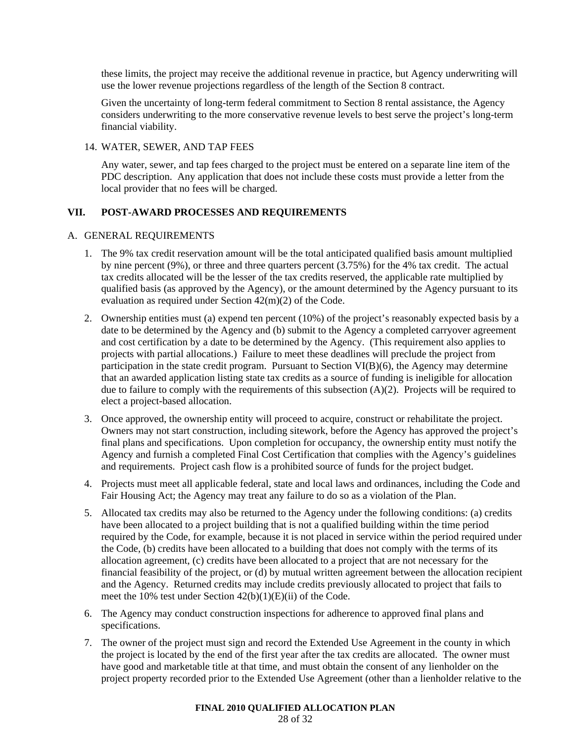these limits, the project may receive the additional revenue in practice, but Agency underwriting will use the lower revenue projections regardless of the length of the Section 8 contract.

Given the uncertainty of long-term federal commitment to Section 8 rental assistance, the Agency considers underwriting to the more conservative revenue levels to best serve the project's long-term financial viability.

14. WATER, SEWER, AND TAP FEES

Any water, sewer, and tap fees charged to the project must be entered on a separate line item of the PDC description. Any application that does not include these costs must provide a letter from the local provider that no fees will be charged.

## VII. POST-AWARD PROCESSES AND REQUIREMENTS

### A. GENERAL REQUIREMENTS

1. The 9% tax credit reservation amount will be the total anticipated qualified basis amount multiplied by nine percent (9%), or three and three quarters percent (3.75%) for the 4% tax credit. The actual tax credits allocated will be the lesser of the tax credits reserved, the applicable rate multiplied by qualified basis (as approved by the Agency), or the amount determined by the Agency pursuant to its evaluation as required under Section 42(m)(2) of the Code.

2. Ownership entities must (a) expend ten percent (10%) of the project's reasonably expected basis by a date to be determined by the Agency and (b) submit to the Agency a completed carryover agreement and cost certification by a date to be determined by the Agency. (This requirement also applies to projects with partial allocations.) Failure to meet these deadlines will preclude the project from participation in the state credit program. Pursuant to Section VI(B)(6), the Agency may determine that an awarded application listing state tax credits as a source of funding is ineligible for allocation due to failure to comply with the requirements of this subsection (A)(2). Projects will be required to elect a project-based allocation.

3. Once approved, the ownership entity will proceed to acquire, construct or rehabilitate the project. Owners may not start construction, including sitework, before the Agency has approved the project's final plans and specifications. Upon completion for occupancy, the ownership entity must notify the Agency and furnish a completed Final Cost Certification that complies with the Agency's guidelines and requirements. Project cash flow is a prohibited source of funds for the project budget.

4. Projects must meet all applicable federal, state and local laws and ordinances, including the Code and Fair Housing Act; the Agency may treat any failure to do so as a violation of the Plan.

5. Allocated tax credits may also be returned to the Agency under the following conditions: (a) credits have been allocated to a project building that is not a qualified building within the time period required by the Code, for example, because it is not placed in service within the period required under the Code, (b) credits have been allocated to a building that does not comply with the terms of its allocation agreement, (c) credits have been allocated to a project that are not necessary for the financial feasibility of the project, or (d) by mutual written agreement between the allocation recipient and the Agency. Returned credits may include credits previously allocated to project that fails to meet the 10% test under Section 42(b)(1)(E)(ii) of the Code.

6. The Agency may conduct construction inspections for adherence to approved final plans and specifications.

7. The owner of the project must sign and record the Extended Use Agreement in the county in which the project is located by the end of the first year after the tax credits are allocated. The owner must have good and marketable title at that time, and must obtain the consent of any lienholder on the project property recorded prior to the Extended Use Agreement (other than a lienholder relative to the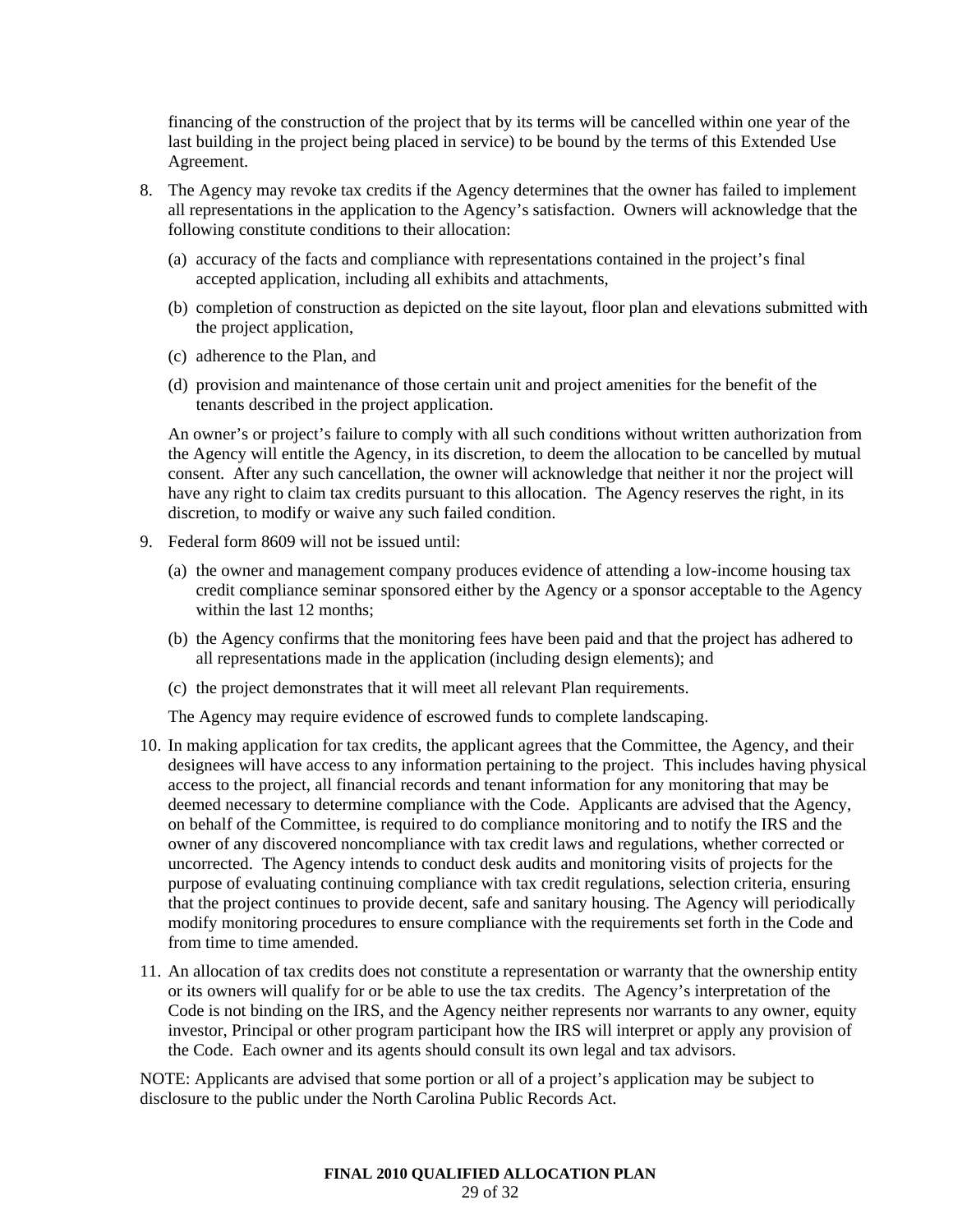financing of the construction of the project that by its terms will be cancelled within one year of the last building in the project being placed in service) to be bound by the terms of this Extended Use Agreement.

8. The Agency may revoke tax credits if the Agency determines that the owner has failed to implement all representations in the application to the Agency's satisfaction. Owners will acknowledge that the following constitute conditions to their allocation:

   (a) accuracy of the facts and compliance with representations contained in the project's final accepted application, including all exhibits and attachments,

   (b) completion of construction as depicted on the site layout, floor plan and elevations submitted with the project application,

   (c) adherence to the Plan, and

   (d) provision and maintenance of those certain unit and project amenities for the benefit of the tenants described in the project application.

   An owner's or project's failure to comply with all such conditions without written authorization from the Agency will entitle the Agency, in its discretion, to deem the allocation to be cancelled by mutual consent. After any such cancellation, the owner will acknowledge that neither it nor the project will have any right to claim tax credits pursuant to this allocation. The Agency reserves the right, in its discretion, to modify or waive any such failed condition.

9. Federal form 8609 will not be issued until:

   (a) the owner and management company produces evidence of attending a low-income housing tax credit compliance seminar sponsored either by the Agency or a sponsor acceptable to the Agency within the last 12 months;

   (b) the Agency confirms that the monitoring fees have been paid and that the project has adhered to all representations made in the application (including design elements); and

   (c) the project demonstrates that it will meet all relevant Plan requirements.

   The Agency may require evidence of escrowed funds to complete landscaping.

10. In making application for tax credits, the applicant agrees that the Committee, the Agency, and their designees will have access to any information pertaining to the project. This includes having physical access to the project, all financial records and tenant information for any monitoring that may be deemed necessary to determine compliance with the Code. Applicants are advised that the Agency, on behalf of the Committee, is required to do compliance monitoring and to notify the IRS and the owner of any discovered noncompliance with tax credit laws and regulations, whether corrected or uncorrected. The Agency intends to conduct desk audits and monitoring visits of projects for the purpose of evaluating continuing compliance with tax credit regulations, selection criteria, ensuring that the project continues to provide decent, safe and sanitary housing. The Agency will periodically modify monitoring procedures to ensure compliance with the requirements set forth in the Code and from time to time amended.

11. An allocation of tax credits does not constitute a representation or warranty that the ownership entity or its owners will qualify for or be able to use the tax credits. The Agency's interpretation of the Code is not binding on the IRS, and the Agency neither represents nor warrants to any owner, equity investor, Principal or other program participant how the IRS will interpret or apply any provision of the Code. Each owner and its agents should consult its own legal and tax advisors.

NOTE: Applicants are advised that some portion or all of a project's application may be subject to disclosure to the public under the North Carolina Public Records Act.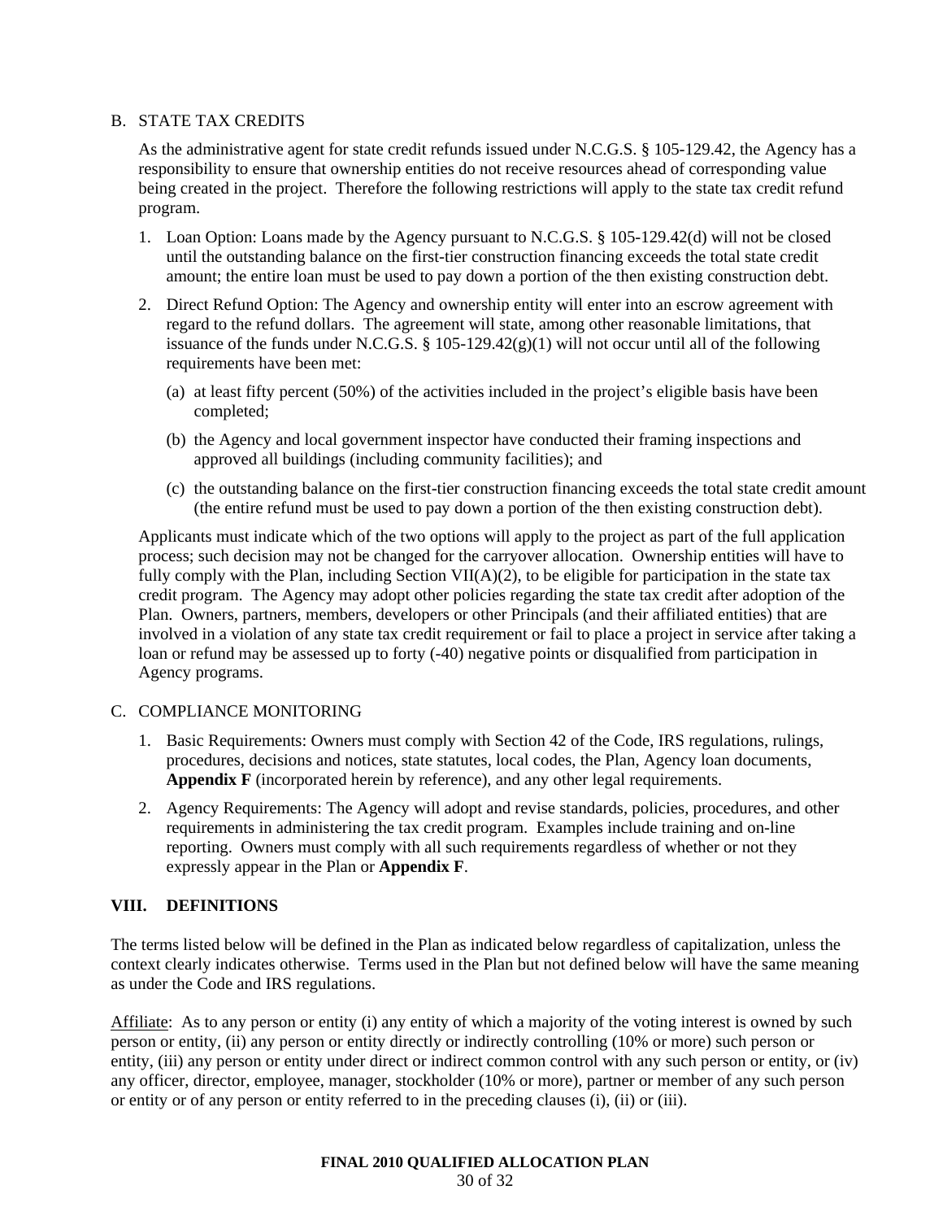B. STATE TAX CREDITS

As the administrative agent for state credit refunds issued under N.C.G.S. § 105-129.42, the Agency has a responsibility to ensure that ownership entities do not receive resources ahead of corresponding value being created in the project. Therefore the following restrictions will apply to the state tax credit refund program.

1. Loan Option: Loans made by the Agency pursuant to N.C.G.S. § 105-129.42(d) will not be closed until the outstanding balance on the first-tier construction financing exceeds the total state credit amount; the entire loan must be used to pay down a portion of the then existing construction debt.

2. Direct Refund Option: The Agency and ownership entity will enter into an escrow agreement with regard to the refund dollars. The agreement will state, among other reasonable limitations, that issuance of the funds under N.C.G.S. § 105-129.42(g)(1) will not occur until all of the following requirements have been met:

   (a) at least fifty percent (50%) of the activities included in the project's eligible basis have been completed;

   (b) the Agency and local government inspector have conducted their framing inspections and approved all buildings (including community facilities); and

   (c) the outstanding balance on the first-tier construction financing exceeds the total state credit amount (the entire refund must be used to pay down a portion of the then existing construction debt).

Applicants must indicate which of the two options will apply to the project as part of the full application process; such decision may not be changed for the carryover allocation. Ownership entities will have to fully comply with the Plan, including Section VII(A)(2), to be eligible for participation in the state tax credit program. The Agency may adopt other policies regarding the state tax credit after adoption of the Plan. Owners, partners, members, developers or other Principals (and their affiliated entities) that are involved in a violation of any state tax credit requirement or fail to place a project in service after taking a loan or refund may be assessed up to forty (-40) negative points or disqualified from participation in Agency programs.

C. COMPLIANCE MONITORING

1. Basic Requirements: Owners must comply with Section 42 of the Code, IRS regulations, rulings, procedures, decisions and notices, state statutes, local codes, the Plan, Agency loan documents, **Appendix F** (incorporated herein by reference), and any other legal requirements.

2. Agency Requirements: The Agency will adopt and revise standards, policies, procedures, and other requirements in administering the tax credit program. Examples include training and on-line reporting. Owners must comply with all such requirements regardless of whether or not they expressly appear in the Plan or **Appendix F**.

## VIII. DEFINITIONS

The terms listed below will be defined in the Plan as indicated below regardless of capitalization, unless the context clearly indicates otherwise. Terms used in the Plan but not defined below will have the same meaning as under the Code and IRS regulations.

Affiliate: As to any person or entity (i) any entity of which a majority of the voting interest is owned by such person or entity, (ii) any person or entity directly or indirectly controlling (10% or more) such person or entity, (iii) any person or entity under direct or indirect common control with any such person or entity, or (iv) any officer, director, employee, manager, stockholder (10% or more), partner or member of any such person or entity or of any person or entity referred to in the preceding clauses (i), (ii) or (iii).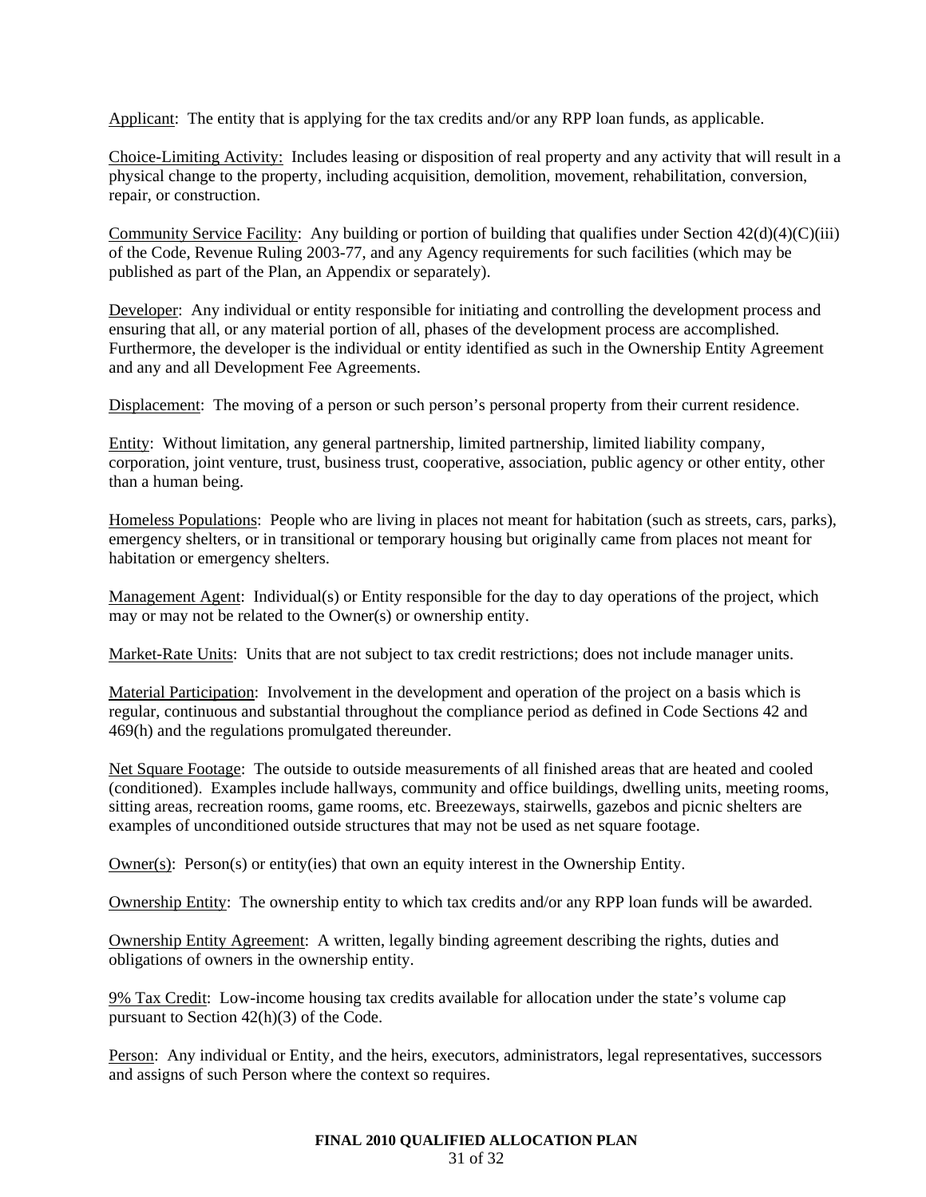Applicant: The entity that is applying for the tax credits and/or any RPP loan funds, as applicable.

Choice-Limiting Activity: Includes leasing or disposition of real property and any activity that will result in a physical change to the property, including acquisition, demolition, movement, rehabilitation, conversion, repair, or construction.

Community Service Facility: Any building or portion of building that qualifies under Section 42(d)(4)(C)(iii) of the Code, Revenue Ruling 2003-77, and any Agency requirements for such facilities (which may be published as part of the Plan, an Appendix or separately).

Developer: Any individual or entity responsible for initiating and controlling the development process and ensuring that all, or any material portion of all, phases of the development process are accomplished. Furthermore, the developer is the individual or entity identified as such in the Ownership Entity Agreement and any and all Development Fee Agreements.

Displacement: The moving of a person or such person's personal property from their current residence.

Entity: Without limitation, any general partnership, limited partnership, limited liability company, corporation, joint venture, trust, business trust, cooperative, association, public agency or other entity, other than a human being.

Homeless Populations: People who are living in places not meant for habitation (such as streets, cars, parks), emergency shelters, or in transitional or temporary housing but originally came from places not meant for habitation or emergency shelters.

Management Agent: Individual(s) or Entity responsible for the day to day operations of the project, which may or may not be related to the Owner(s) or ownership entity.

Market-Rate Units: Units that are not subject to tax credit restrictions; does not include manager units.

Material Participation: Involvement in the development and operation of the project on a basis which is regular, continuous and substantial throughout the compliance period as defined in Code Sections 42 and 469(h) and the regulations promulgated thereunder.

Net Square Footage: The outside to outside measurements of all finished areas that are heated and cooled (conditioned). Examples include hallways, community and office buildings, dwelling units, meeting rooms, sitting areas, recreation rooms, game rooms, etc. Breezeways, stairwells, gazebos and picnic shelters are examples of unconditioned outside structures that may not be used as net square footage.

Owner(s): Person(s) or entity(ies) that own an equity interest in the Ownership Entity.

Ownership Entity: The ownership entity to which tax credits and/or any RPP loan funds will be awarded.

Ownership Entity Agreement: A written, legally binding agreement describing the rights, duties and obligations of owners in the ownership entity.

9% Tax Credit: Low-income housing tax credits available for allocation under the state's volume cap pursuant to Section 42(h)(3) of the Code.

Person: Any individual or Entity, and the heirs, executors, administrators, legal representatives, successors and assigns of such Person where the context so requires.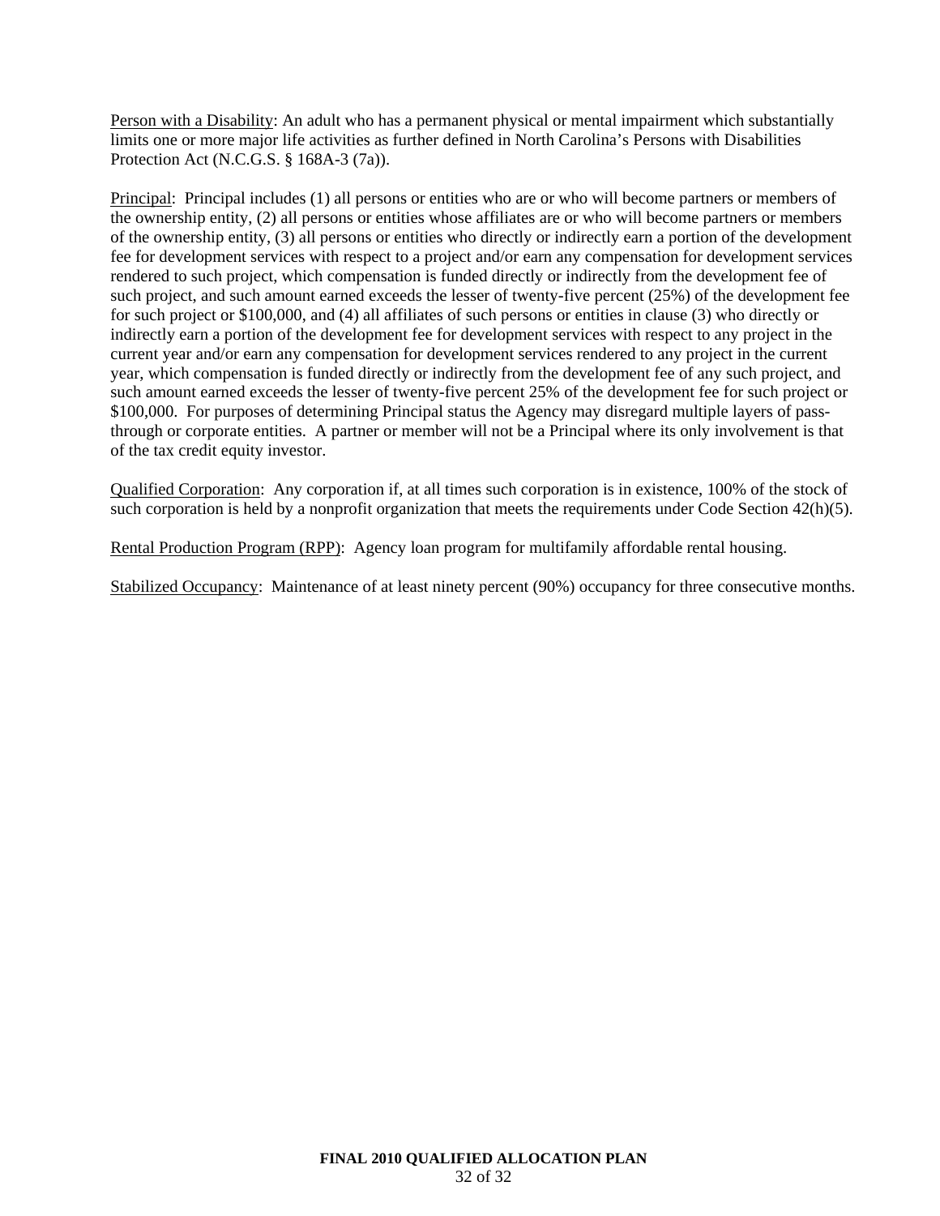Person with a Disability: An adult who has a permanent physical or mental impairment which substantially limits one or more major life activities as further defined in North Carolina's Persons with Disabilities Protection Act (N.C.G.S. § 168A-3 (7a)).

Principal: Principal includes (1) all persons or entities who are or who will become partners or members of the ownership entity, (2) all persons or entities whose affiliates are or who will become partners or members of the ownership entity, (3) all persons or entities who directly or indirectly earn a portion of the development fee for development services with respect to a project and/or earn any compensation for development services rendered to such project, which compensation is funded directly or indirectly from the development fee of such project, and such amount earned exceeds the lesser of twenty-five percent (25%) of the development fee for such project or $100,000, and (4) all affiliates of such persons or entities in clause (3) who directly or indirectly earn a portion of the development fee for development services with respect to any project in the current year and/or earn any compensation for development services rendered to any project in the current year, which compensation is funded directly or indirectly from the development fee of any such project, and such amount earned exceeds the lesser of twenty-five percent 25% of the development fee for such project or $100,000. For purposes of determining Principal status the Agency may disregard multiple layers of pass-through or corporate entities. A partner or member will not be a Principal where its only involvement is that of the tax credit equity investor.

Qualified Corporation: Any corporation if, at all times such corporation is in existence, 100% of the stock of such corporation is held by a nonprofit organization that meets the requirements under Code Section 42(h)(5).

Rental Production Program (RPP): Agency loan program for multifamily affordable rental housing.

Stabilized Occupancy: Maintenance of at least ninety percent (90%) occupancy for three consecutive months.